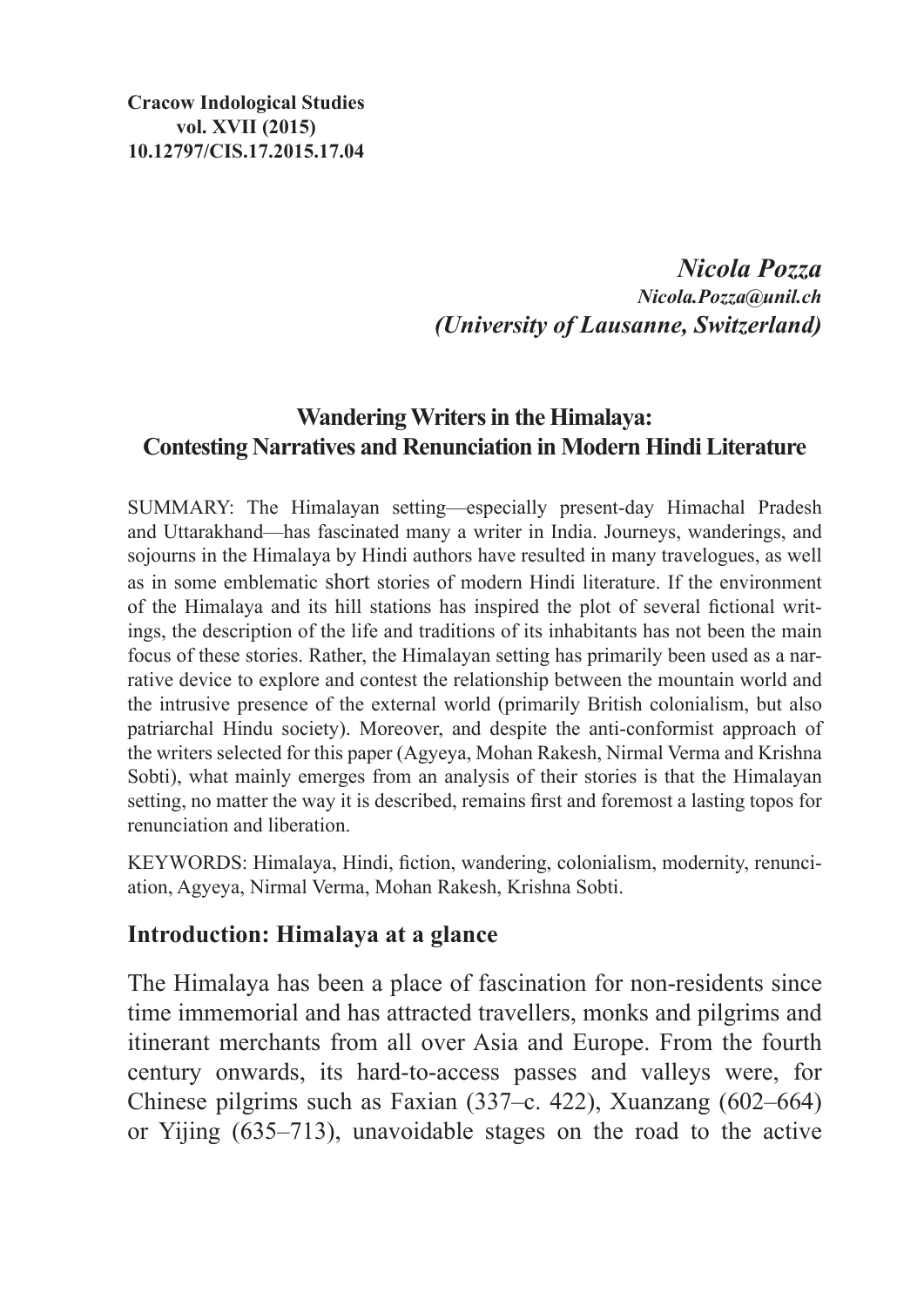**Cracow Indological Studies**
**vol. XVII (2015)**
**10.12797/CIS.17.2015.17.04**

***Nicola Pozza***
***Nicola.Pozza@unil.ch***
***(University of Lausanne, Switzerland)***

# Wandering Writers in the Himalaya: Contesting Narratives and Renunciation in Modern Hindi Literature

SUMMARY: The Himalayan setting—especially present-day Himachal Pradesh and Uttarakhand—has fascinated many a writer in India. Journeys, wanderings, and sojourns in the Himalaya by Hindi authors have resulted in many travelogues, as well as in some emblematic short stories of modern Hindi literature. If the environment of the Himalaya and its hill stations has inspired the plot of several fictional writings, the description of the life and traditions of its inhabitants has not been the main focus of these stories. Rather, the Himalayan setting has primarily been used as a narrative device to explore and contest the relationship between the mountain world and the intrusive presence of the external world (primarily British colonialism, but also patriarchal Hindu society). Moreover, and despite the anti-conformist approach of the writers selected for this paper (Agyeya, Mohan Rakesh, Nirmal Verma and Krishna Sobti), what mainly emerges from an analysis of their stories is that the Himalayan setting, no matter the way it is described, remains first and foremost a lasting topos for renunciation and liberation.

KEYWORDS: Himalaya, Hindi, fiction, wandering, colonialism, modernity, renunciation, Agyeya, Nirmal Verma, Mohan Rakesh, Krishna Sobti.

## Introduction: Himalaya at a glance

The Himalaya has been a place of fascination for non-residents since time immemorial and has attracted travellers, monks and pilgrims and itinerant merchants from all over Asia and Europe. From the fourth century onwards, its hard-to-access passes and valleys were, for Chinese pilgrims such as Faxian (337–c. 422), Xuanzang (602–664) or Yijing (635–713), unavoidable stages on the road to the active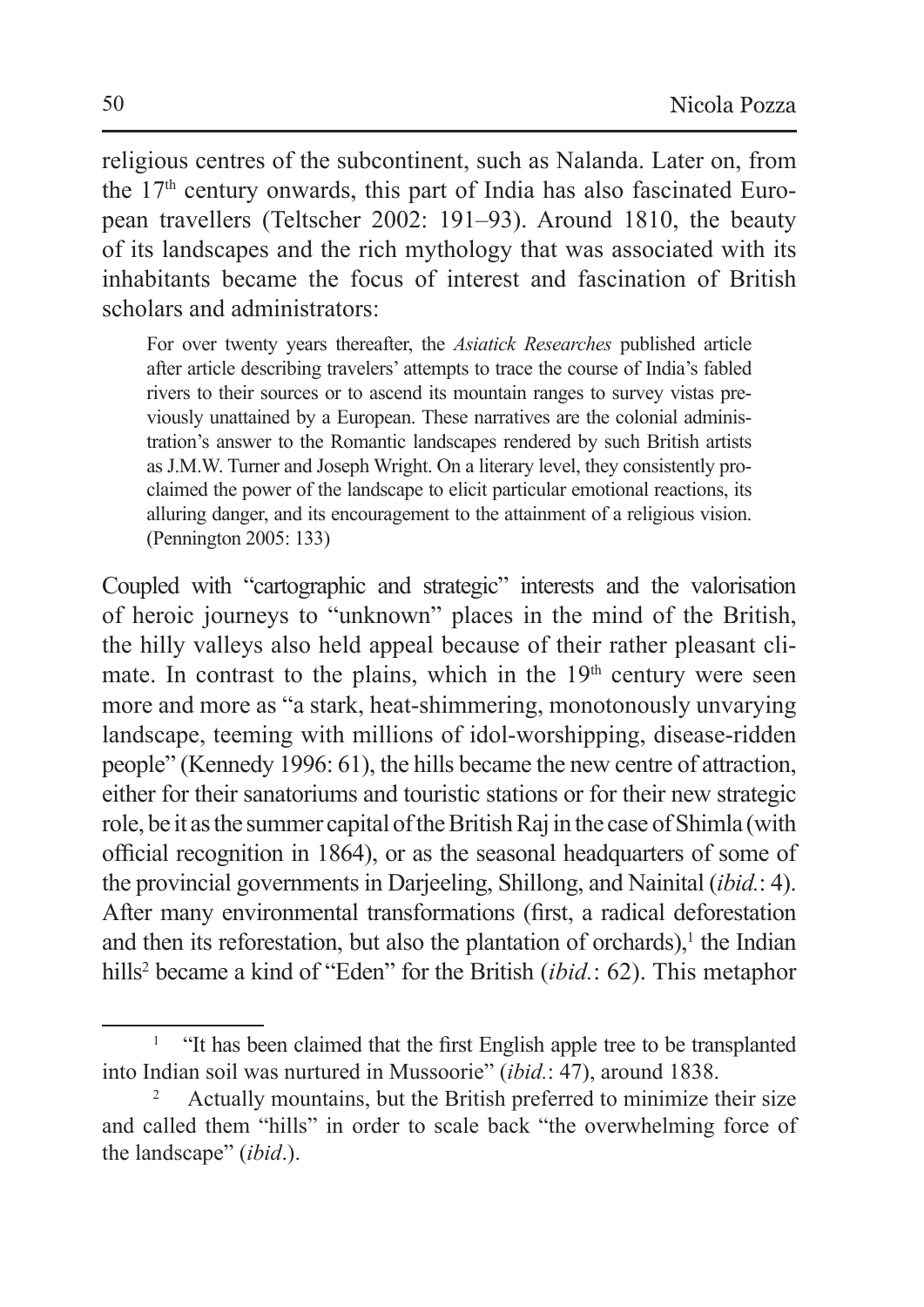religious centres of the subcontinent, such as Nalanda. Later on, from the 17th century onwards, this part of India has also fascinated European travellers (Teltscher 2002: 191–93). Around 1810, the beauty of its landscapes and the rich mythology that was associated with its inhabitants became the focus of interest and fascination of British scholars and administrators:

> For over twenty years thereafter, the *Asiatick Researches* published article after article describing travelers' attempts to trace the course of India's fabled rivers to their sources or to ascend its mountain ranges to survey vistas previously unattained by a European. These narratives are the colonial administration's answer to the Romantic landscapes rendered by such British artists as J.M.W. Turner and Joseph Wright. On a literary level, they consistently proclaimed the power of the landscape to elicit particular emotional reactions, its alluring danger, and its encouragement to the attainment of a religious vision. (Pennington 2005: 133)

Coupled with "cartographic and strategic" interests and the valorisation of heroic journeys to "unknown" places in the mind of the British, the hilly valleys also held appeal because of their rather pleasant climate. In contrast to the plains, which in the 19th century were seen more and more as "a stark, heat-shimmering, monotonously unvarying landscape, teeming with millions of idol-worshipping, disease-ridden people" (Kennedy 1996: 61), the hills became the new centre of attraction, either for their sanatoriums and touristic stations or for their new strategic role, be it as the summer capital of the British Raj in the case of Shimla (with official recognition in 1864), or as the seasonal headquarters of some of the provincial governments in Darjeeling, Shillong, and Nainital (*ibid.*: 4). After many environmental transformations (first, a radical deforestation and then its reforestation, but also the plantation of orchards),[1] the Indian hills[2] became a kind of "Eden" for the British (*ibid.*: 62). This metaphor

---

[1] "It has been claimed that the first English apple tree to be transplanted into Indian soil was nurtured in Mussoorie" (*ibid.*: 47), around 1838.

[2] Actually mountains, but the British preferred to minimize their size and called them "hills" in order to scale back "the overwhelming force of the landscape" (*ibid.*).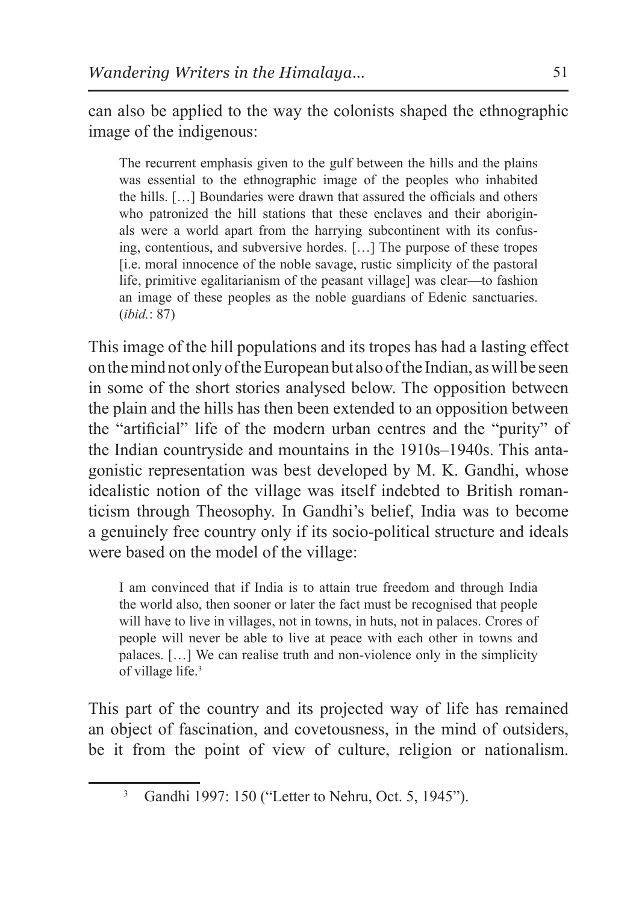can also be applied to the way the colonists shaped the ethnographic image of the indigenous:

> The recurrent emphasis given to the gulf between the hills and the plains was essential to the ethnographic image of the peoples who inhabited the hills. […] Boundaries were drawn that assured the officials and others who patronized the hill stations that these enclaves and their aboriginals were a world apart from the harrying subcontinent with its confusing, contentious, and subversive hordes. […] The purpose of these tropes [i.e. moral innocence of the noble savage, rustic simplicity of the pastoral life, primitive egalitarianism of the peasant village] was clear—to fashion an image of these peoples as the noble guardians of Edenic sanctuaries. (*ibid.*: 87)

This image of the hill populations and its tropes has had a lasting effect on the mind not only of the European but also of the Indian, as will be seen in some of the short stories analysed below. The opposition between the plain and the hills has then been extended to an opposition between the "artificial" life of the modern urban centres and the "purity" of the Indian countryside and mountains in the 1910s–1940s. This antagonistic representation was best developed by M. K. Gandhi, whose idealistic notion of the village was itself indebted to British romanticism through Theosophy. In Gandhi's belief, India was to become a genuinely free country only if its socio-political structure and ideals were based on the model of the village:

> I am convinced that if India is to attain true freedom and through India the world also, then sooner or later the fact must be recognised that people will have to live in villages, not in towns, in huts, not in palaces. Crores of people will never be able to live at peace with each other in towns and palaces. […] We can realise truth and non-violence only in the simplicity of village life.[3]

This part of the country and its projected way of life has remained an object of fascination, and covetousness, in the mind of outsiders, be it from the point of view of culture, religion or nationalism.

---

[3] Gandhi 1997: 150 ("Letter to Nehru, Oct. 5, 1945").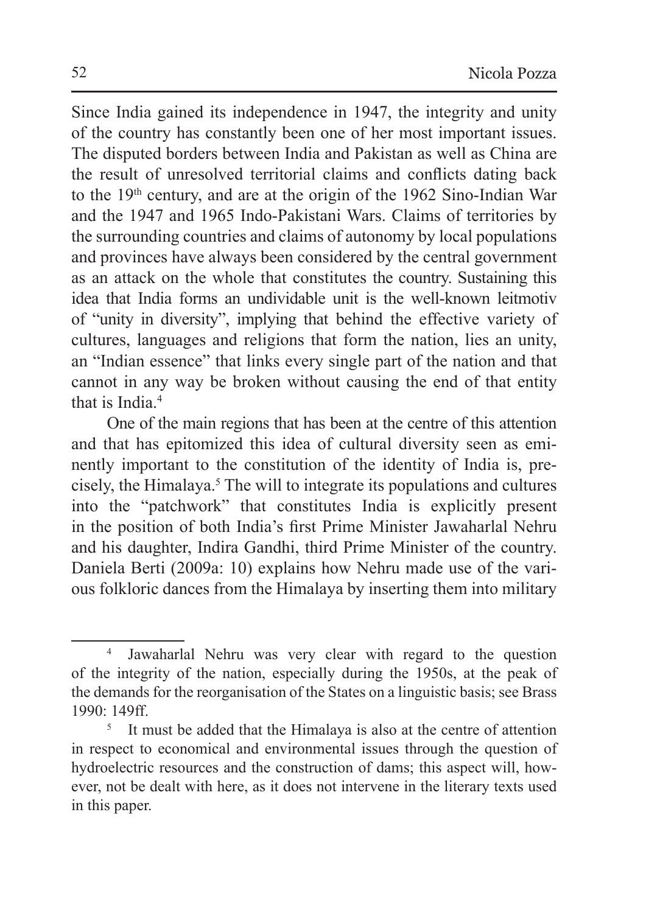Since India gained its independence in 1947, the integrity and unity of the country has constantly been one of her most important issues. The disputed borders between India and Pakistan as well as China are the result of unresolved territorial claims and conflicts dating back to the 19th century, and are at the origin of the 1962 Sino-Indian War and the 1947 and 1965 Indo-Pakistani Wars. Claims of territories by the surrounding countries and claims of autonomy by local populations and provinces have always been considered by the central government as an attack on the whole that constitutes the country. Sustaining this idea that India forms an undividable unit is the well-known leitmotiv of "unity in diversity", implying that behind the effective variety of cultures, languages and religions that form the nation, lies an unity, an "Indian essence" that links every single part of the nation and that cannot in any way be broken without causing the end of that entity that is India.[4]

One of the main regions that has been at the centre of this attention and that has epitomized this idea of cultural diversity seen as eminently important to the constitution of the identity of India is, precisely, the Himalaya.[5] The will to integrate its populations and cultures into the "patchwork" that constitutes India is explicitly present in the position of both India's first Prime Minister Jawaharlal Nehru and his daughter, Indira Gandhi, third Prime Minister of the country. Daniela Berti (2009a: 10) explains how Nehru made use of the various folkloric dances from the Himalaya by inserting them into military

---

[4] Jawaharlal Nehru was very clear with regard to the question of the integrity of the nation, especially during the 1950s, at the peak of the demands for the reorganisation of the States on a linguistic basis; see Brass 1990: 149ff.

[5] It must be added that the Himalaya is also at the centre of attention in respect to economical and environmental issues through the question of hydroelectric resources and the construction of dams; this aspect will, however, not be dealt with here, as it does not intervene in the literary texts used in this paper.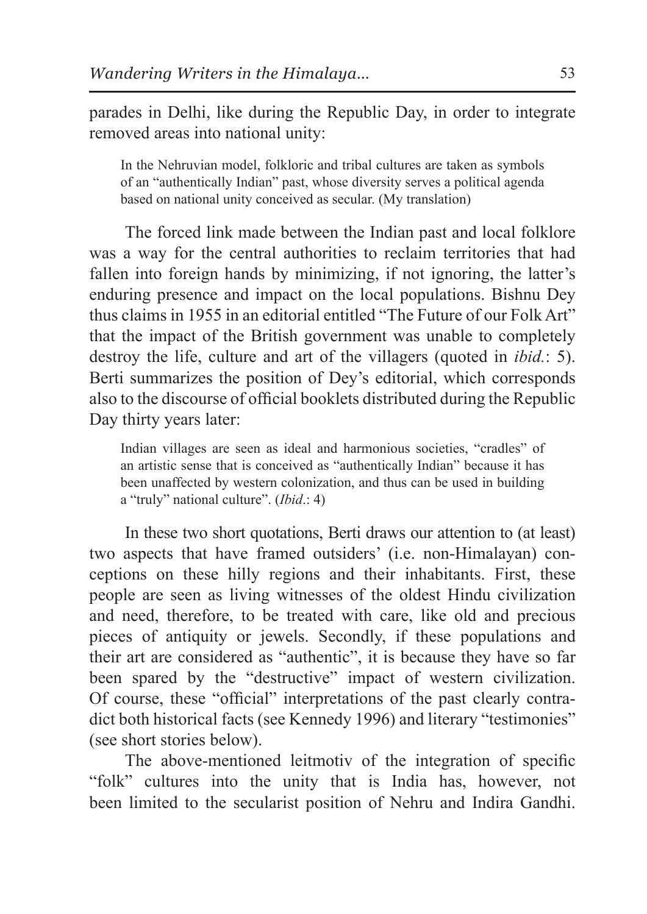parades in Delhi, like during the Republic Day, in order to integrate removed areas into national unity:

> In the Nehruvian model, folkloric and tribal cultures are taken as symbols of an "authentically Indian" past, whose diversity serves a political agenda based on national unity conceived as secular. (My translation)

The forced link made between the Indian past and local folklore was a way for the central authorities to reclaim territories that had fallen into foreign hands by minimizing, if not ignoring, the latter's enduring presence and impact on the local populations. Bishnu Dey thus claims in 1955 in an editorial entitled "The Future of our Folk Art" that the impact of the British government was unable to completely destroy the life, culture and art of the villagers (quoted in *ibid.*: 5). Berti summarizes the position of Dey's editorial, which corresponds also to the discourse of official booklets distributed during the Republic Day thirty years later:

> Indian villages are seen as ideal and harmonious societies, "cradles" of an artistic sense that is conceived as "authentically Indian" because it has been unaffected by western colonization, and thus can be used in building a "truly" national culture". (*Ibid*.: 4)

In these two short quotations, Berti draws our attention to (at least) two aspects that have framed outsiders' (i.e. non-Himalayan) conceptions on these hilly regions and their inhabitants. First, these people are seen as living witnesses of the oldest Hindu civilization and need, therefore, to be treated with care, like old and precious pieces of antiquity or jewels. Secondly, if these populations and their art are considered as "authentic", it is because they have so far been spared by the "destructive" impact of western civilization. Of course, these "official" interpretations of the past clearly contradict both historical facts (see Kennedy 1996) and literary "testimonies" (see short stories below).

The above-mentioned leitmotiv of the integration of specific "folk" cultures into the unity that is India has, however, not been limited to the secularist position of Nehru and Indira Gandhi.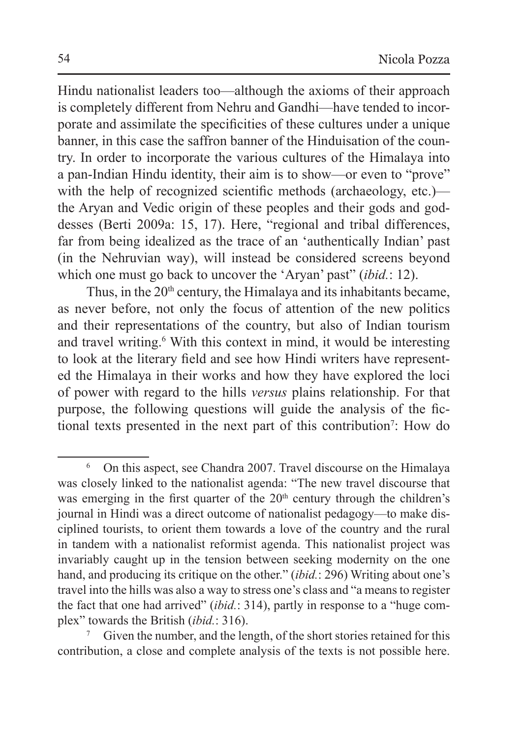Hindu nationalist leaders too—although the axioms of their approach is completely different from Nehru and Gandhi—have tended to incorporate and assimilate the specificities of these cultures under a unique banner, in this case the saffron banner of the Hinduisation of the country. In order to incorporate the various cultures of the Himalaya into a pan-Indian Hindu identity, their aim is to show—or even to "prove" with the help of recognized scientific methods (archaeology, etc.)—the Aryan and Vedic origin of these peoples and their gods and goddesses (Berti 2009a: 15, 17). Here, "regional and tribal differences, far from being idealized as the trace of an 'authentically Indian' past (in the Nehruvian way), will instead be considered screens beyond which one must go back to uncover the 'Aryan' past" (*ibid.*: 12).

Thus, in the 20th century, the Himalaya and its inhabitants became, as never before, not only the focus of attention of the new politics and their representations of the country, but also of Indian tourism and travel writing.[6] With this context in mind, it would be interesting to look at the literary field and see how Hindi writers have represented the Himalaya in their works and how they have explored the loci of power with regard to the hills *versus* plains relationship. For that purpose, the following questions will guide the analysis of the fictional texts presented in the next part of this contribution[7]: How do

---

[6] On this aspect, see Chandra 2007. Travel discourse on the Himalaya was closely linked to the nationalist agenda: "The new travel discourse that was emerging in the first quarter of the 20th century through the children's journal in Hindi was a direct outcome of nationalist pedagogy—to make disciplined tourists, to orient them towards a love of the country and the rural in tandem with a nationalist reformist agenda. This nationalist project was invariably caught up in the tension between seeking modernity on the one hand, and producing its critique on the other." (*ibid.*: 296) Writing about one's travel into the hills was also a way to stress one's class and "a means to register the fact that one had arrived" (*ibid.*: 314), partly in response to a "huge complex" towards the British (*ibid.*: 316).

[7] Given the number, and the length, of the short stories retained for this contribution, a close and complete analysis of the texts is not possible here.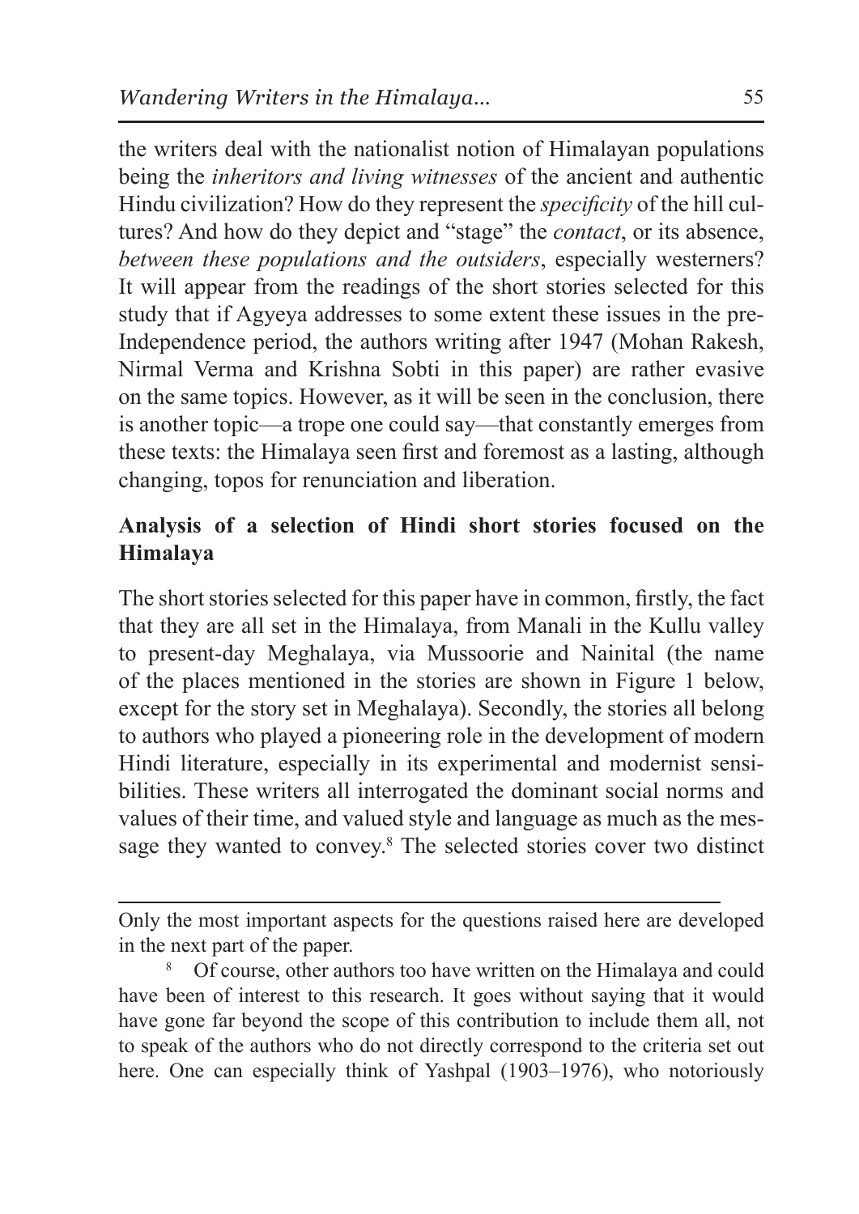the writers deal with the nationalist notion of Himalayan populations being the *inheritors and living witnesses* of the ancient and authentic Hindu civilization? How do they represent the *specificity* of the hill cultures? And how do they depict and "stage" the *contact*, or its absence, *between these populations and the outsiders*, especially westerners? It will appear from the readings of the short stories selected for this study that if Agyeya addresses to some extent these issues in the pre-Independence period, the authors writing after 1947 (Mohan Rakesh, Nirmal Verma and Krishna Sobti in this paper) are rather evasive on the same topics. However, as it will be seen in the conclusion, there is another topic—a trope one could say—that constantly emerges from these texts: the Himalaya seen first and foremost as a lasting, although changing, topos for renunciation and liberation.

## Analysis of a selection of Hindi short stories focused on the Himalaya

The short stories selected for this paper have in common, firstly, the fact that they are all set in the Himalaya, from Manali in the Kullu valley to present-day Meghalaya, via Mussoorie and Nainital (the name of the places mentioned in the stories are shown in Figure 1 below, except for the story set in Meghalaya). Secondly, the stories all belong to authors who played a pioneering role in the development of modern Hindi literature, especially in its experimental and modernist sensibilities. These writers all interrogated the dominant social norms and values of their time, and valued style and language as much as the message they wanted to convey.[8] The selected stories cover two distinct

---

Only the most important aspects for the questions raised here are developed in the next part of the paper.

[8] Of course, other authors too have written on the Himalaya and could have been of interest to this research. It goes without saying that it would have gone far beyond the scope of this contribution to include them all, not to speak of the authors who do not directly correspond to the criteria set out here. One can especially think of Yashpal (1903–1976), who notoriously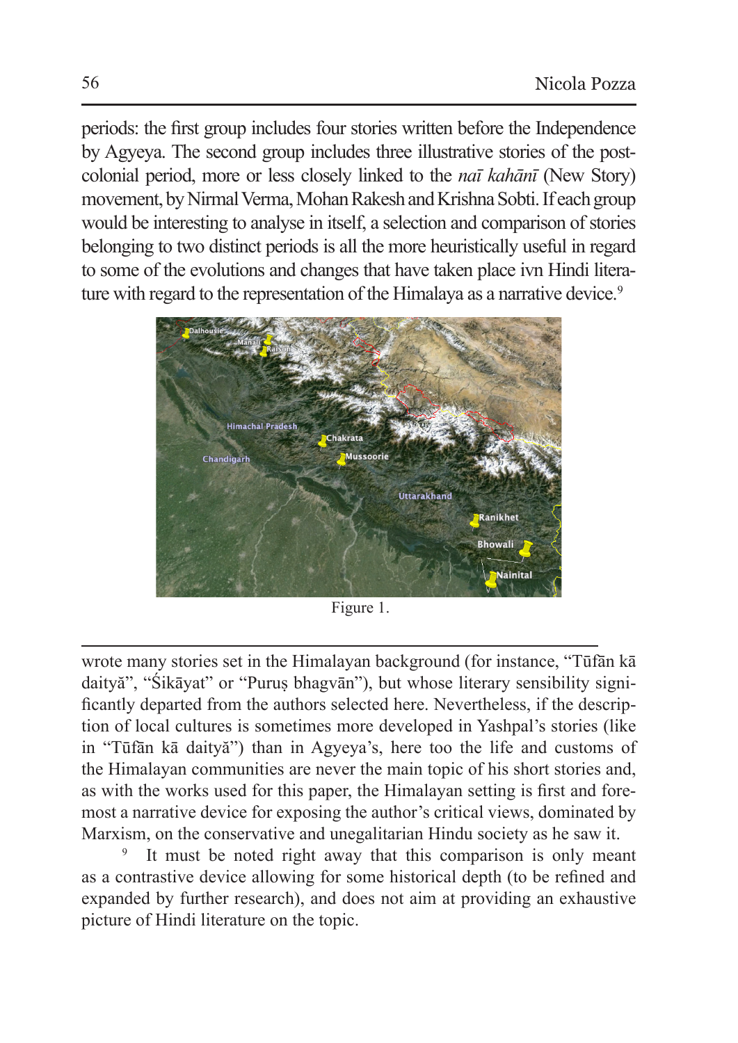periods: the first group includes four stories written before the Independence by Agyeya. The second group includes three illustrative stories of the post-colonial period, more or less closely linked to the *naī kahānī* (New Story) movement, by Nirmal Verma, Mohan Rakesh and Krishna Sobti. If each group would be interesting to analyse in itself, a selection and comparison of stories belonging to two distinct periods is all the more heuristically useful in regard to some of the evolutions and changes that have taken place ivn Hindi literature with regard to the representation of the Himalaya as a narrative device.[9]

Figure 1.

wrote many stories set in the Himalayan background (for instance, "Tūfān kā daityă", "Śikāyat" or "Puruṣ bhagvān"), but whose literary sensibility significantly departed from the authors selected here. Nevertheless, if the description of local cultures is sometimes more developed in Yashpal's stories (like in "Tūfān kā daityă") than in Agyeya's, here too the life and customs of the Himalayan communities are never the main topic of his short stories and, as with the works used for this paper, the Himalayan setting is first and foremost a narrative device for exposing the author's critical views, dominated by Marxism, on the conservative and unegalitarian Hindu society as he saw it.

[9] It must be noted right away that this comparison is only meant as a contrastive device allowing for some historical depth (to be refined and expanded by further research), and does not aim at providing an exhaustive picture of Hindi literature on the topic.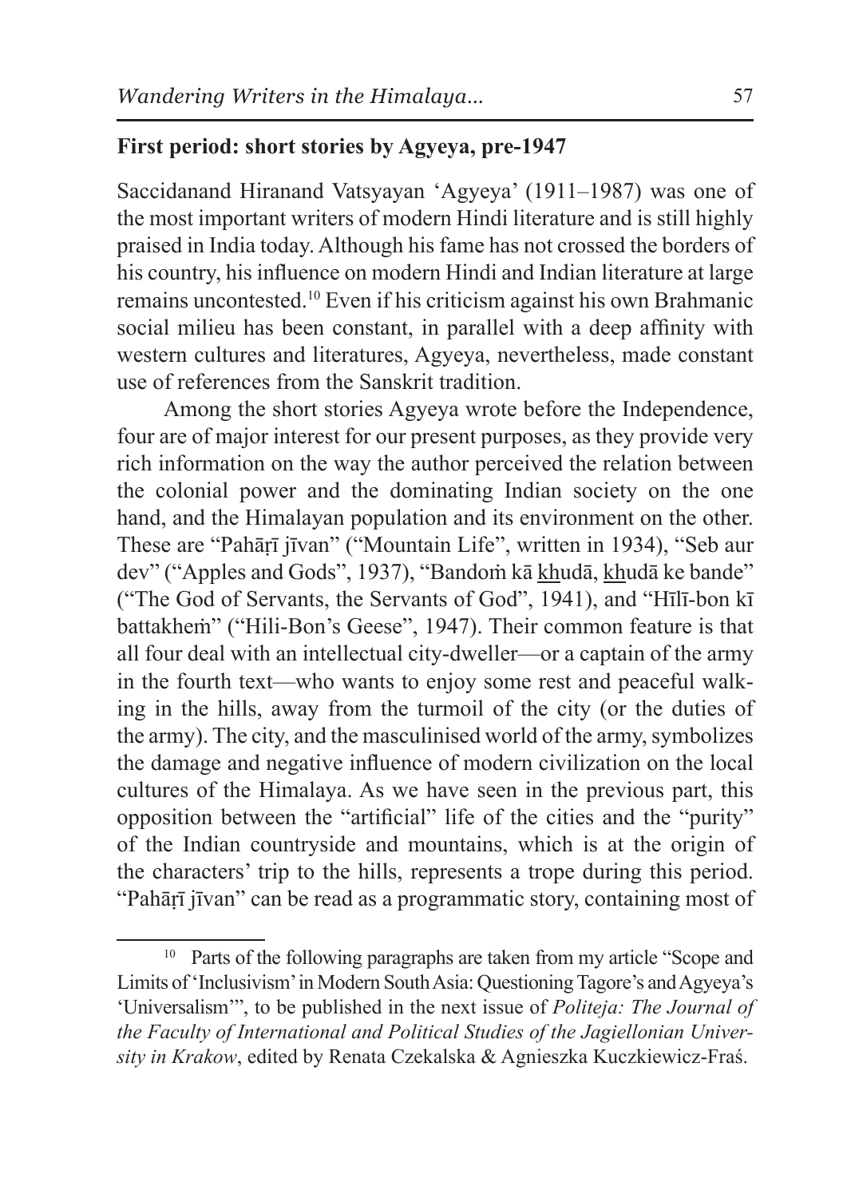## First period: short stories by Agyeya, pre-1947

Saccidanand Hiranand Vatsyayan 'Agyeya' (1911–1987) was one of the most important writers of modern Hindi literature and is still highly praised in India today. Although his fame has not crossed the borders of his country, his influence on modern Hindi and Indian literature at large remains uncontested.[10] Even if his criticism against his own Brahmanic social milieu has been constant, in parallel with a deep affinity with western cultures and literatures, Agyeya, nevertheless, made constant use of references from the Sanskrit tradition.

Among the short stories Agyeya wrote before the Independence, four are of major interest for our present purposes, as they provide very rich information on the way the author perceived the relation between the colonial power and the dominating Indian society on the one hand, and the Himalayan population and its environment on the other. These are "Pahāṛī jīvan" ("Mountain Life", written in 1934), "Seb aur dev" ("Apples and Gods", 1937), "Bandoṁ kā <u>kh</u>udā, <u>kh</u>udā ke bande" ("The God of Servants, the Servants of God", 1941), and "Hīlī-bon kī battakheṁ" ("Hili-Bon's Geese", 1947). Their common feature is that all four deal with an intellectual city-dweller—or a captain of the army in the fourth text—who wants to enjoy some rest and peaceful walking in the hills, away from the turmoil of the city (or the duties of the army). The city, and the masculinised world of the army, symbolizes the damage and negative influence of modern civilization on the local cultures of the Himalaya. As we have seen in the previous part, this opposition between the "artificial" life of the cities and the "purity" of the Indian countryside and mountains, which is at the origin of the characters' trip to the hills, represents a trope during this period. "Pahāṛī jīvan" can be read as a programmatic story, containing most of

[10] Parts of the following paragraphs are taken from my article "Scope and Limits of 'Inclusivism' in Modern South Asia: Questioning Tagore's and Agyeya's 'Universalism'", to be published in the next issue of *Politeja: The Journal of the Faculty of International and Political Studies of the Jagiellonian University in Krakow*, edited by Renata Czekalska & Agnieszka Kuczkiewicz-Fraś.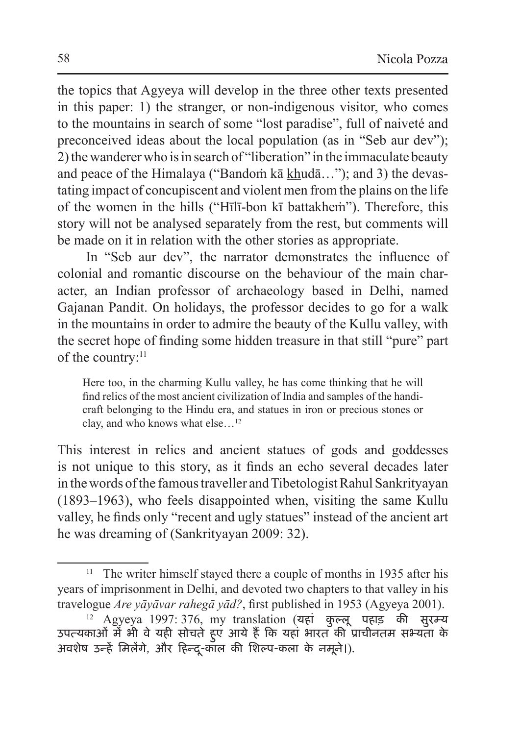the topics that Agyeya will develop in the three other texts presented in this paper: 1) the stranger, or non-indigenous visitor, who comes to the mountains in search of some "lost paradise", full of naiveté and preconceived ideas about the local population (as in "Seb aur dev"); 2) the wanderer who is in search of "liberation" in the immaculate beauty and peace of the Himalaya ("Bandoṁ kā khudā…"); and 3) the devastating impact of concupiscent and violent men from the plains on the life of the women in the hills ("Hīlī-bon kī battakheṁ"). Therefore, this story will not be analysed separately from the rest, but comments will be made on it in relation with the other stories as appropriate.

In "Seb aur dev", the narrator demonstrates the influence of colonial and romantic discourse on the behaviour of the main character, an Indian professor of archaeology based in Delhi, named Gajanan Pandit. On holidays, the professor decides to go for a walk in the mountains in order to admire the beauty of the Kullu valley, with the secret hope of finding some hidden treasure in that still "pure" part of the country:[11]

> Here too, in the charming Kullu valley, he has come thinking that he will find relics of the most ancient civilization of India and samples of the handicraft belonging to the Hindu era, and statues in iron or precious stones or clay, and who knows what else…[12]

This interest in relics and ancient statues of gods and goddesses is not unique to this story, as it finds an echo several decades later in the words of the famous traveller and Tibetologist Rahul Sankrityayan (1893–1963), who feels disappointed when, visiting the same Kullu valley, he finds only "recent and ugly statues" instead of the ancient art he was dreaming of (Sankrityayan 2009: 32).

---

[11] The writer himself stayed there a couple of months in 1935 after his years of imprisonment in Delhi, and devoted two chapters to that valley in his travelogue *Are yāyāvar rahegā yād?*, first published in 1953 (Agyeya 2001).

[12] Agyeya 1997: 376, my translation (यहां कुल्लू पहाड़ की सुरम्य उपत्यकाओं में भी वे यही सोचते हुए आये हैं कि यहां भारत की प्राचीनतम सभ्यता के अवशेष उन्हें मिलेंगे, और हिन्दू-काल की शिल्प-कला के नमूने।).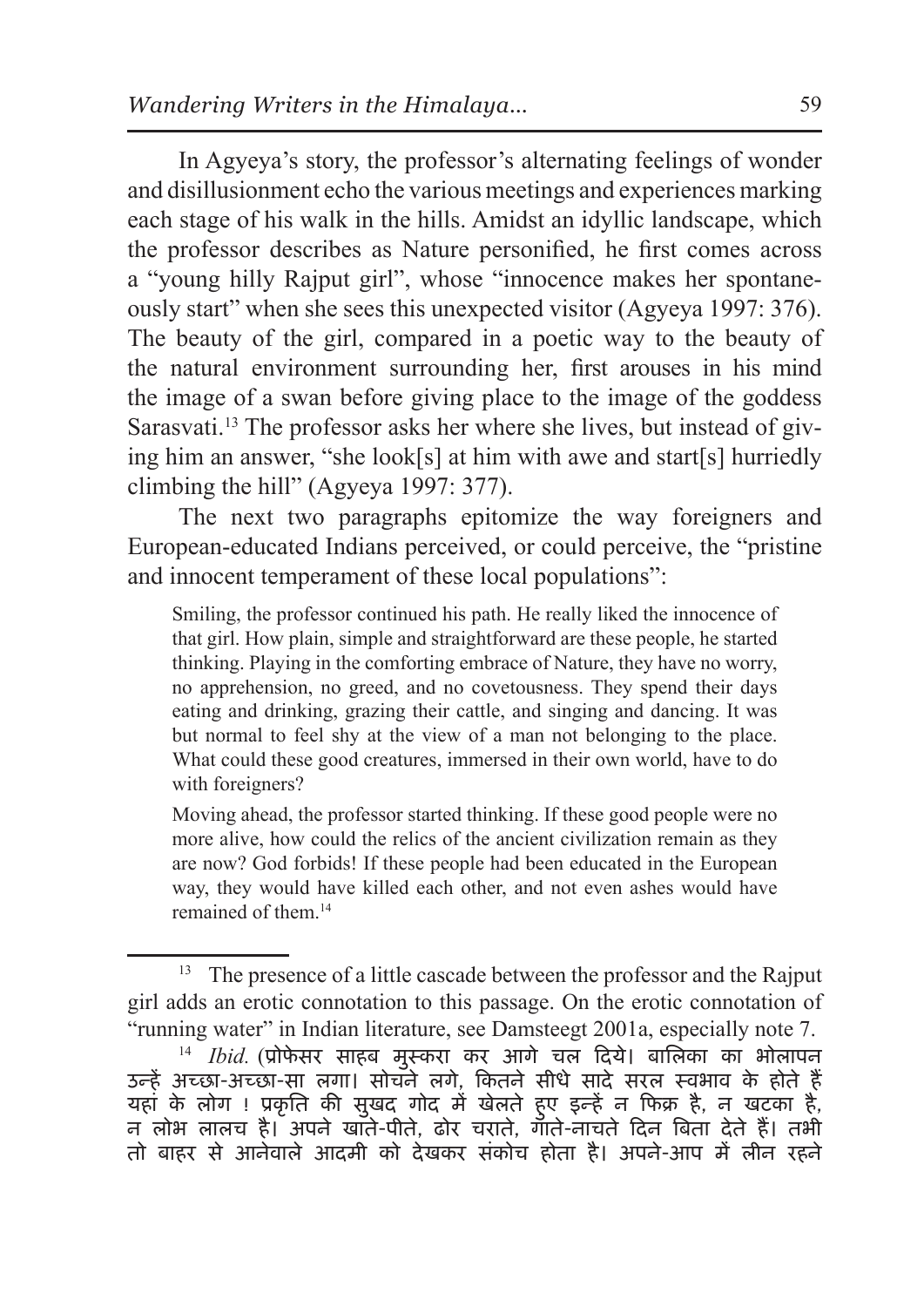In Agyeya's story, the professor's alternating feelings of wonder and disillusionment echo the various meetings and experiences marking each stage of his walk in the hills. Amidst an idyllic landscape, which the professor describes as Nature personified, he first comes across a "young hilly Rajput girl", whose "innocence makes her spontaneously start" when she sees this unexpected visitor (Agyeya 1997: 376). The beauty of the girl, compared in a poetic way to the beauty of the natural environment surrounding her, first arouses in his mind the image of a swan before giving place to the image of the goddess Sarasvati.[13] The professor asks her where she lives, but instead of giving him an answer, "she look[s] at him with awe and start[s] hurriedly climbing the hill" (Agyeya 1997: 377).

The next two paragraphs epitomize the way foreigners and European-educated Indians perceived, or could perceive, the "pristine and innocent temperament of these local populations":

> Smiling, the professor continued his path. He really liked the innocence of that girl. How plain, simple and straightforward are these people, he started thinking. Playing in the comforting embrace of Nature, they have no worry, no apprehension, no greed, and no covetousness. They spend their days eating and drinking, grazing their cattle, and singing and dancing. It was but normal to feel shy at the view of a man not belonging to the place. What could these good creatures, immersed in their own world, have to do with foreigners?
>
> Moving ahead, the professor started thinking. If these good people were no more alive, how could the relics of the ancient civilization remain as they are now? God forbids! If these people had been educated in the European way, they would have killed each other, and not even ashes would have remained of them.[14]

---

[13] The presence of a little cascade between the professor and the Rajput girl adds an erotic connotation to this passage. On the erotic connotation of "running water" in Indian literature, see Damsteegt 2001a, especially note 7.

[14] *Ibid.* (प्रोफेसर साहब मुस्करा कर आगे चल दिये। बालिका का भोलापन उन्हें अच्छा-अच्छा-सा लगा। सोचने लगे, कितने सीधे सादे सरल स्वभाव के होते हैं यहां के लोग ! प्रकृति की सुखद गोद में खेलते हुए इन्हें न फिक्र है, न खटका है, न लोभ लालच है। अपने खाते-पीते, ढोर चराते, गाते-नाचते दिन बिता देते हैं। तभी तो बाहर से आनेवाले आदमी को देखकर संकोच होता है। अपने-आप में लीन रहने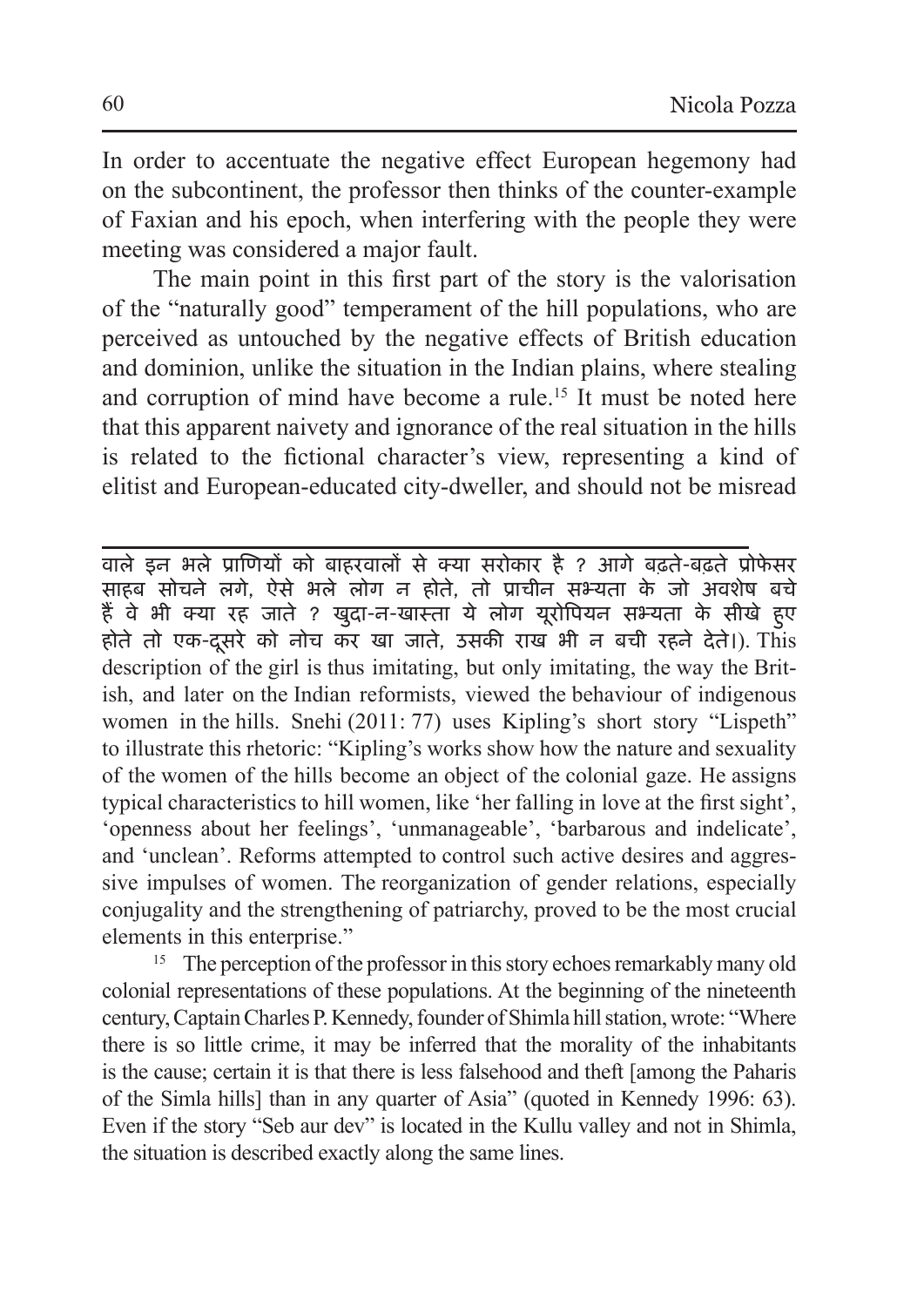In order to accentuate the negative effect European hegemony had on the subcontinent, the professor then thinks of the counter-example of Faxian and his epoch, when interfering with the people they were meeting was considered a major fault.

The main point in this first part of the story is the valorisation of the "naturally good" temperament of the hill populations, who are perceived as untouched by the negative effects of British education and dominion, unlike the situation in the Indian plains, where stealing and corruption of mind have become a rule.[15] It must be noted here that this apparent naivety and ignorance of the real situation in the hills is related to the fictional character's view, representing a kind of elitist and European-educated city-dweller, and should not be misread

---

वाले इन भले प्राणियों को बाहरवालों से क्या सरोकार है ? आगे बढ़ते-बढ़ते प्रोफेसर साहब सोचने लगे, ऐसे भले लोग न होते, तो प्राचीन सभ्यता के जो अवशेष बचे हैं वे भी क्या रह जाते ? खुदा-न-खास्ता ये लोग यूरोपियन सभ्यता के सीखे हुए होते तो एक-दूसरे को नोच कर खा जाते, उसकी राख भी न बची रहने देते।). This description of the girl is thus imitating, but only imitating, the way the British, and later on the Indian reformists, viewed the behaviour of indigenous women in the hills. Snehi (2011: 77) uses Kipling's short story "Lispeth" to illustrate this rhetoric: "Kipling's works show how the nature and sexuality of the women of the hills become an object of the colonial gaze. He assigns typical characteristics to hill women, like 'her falling in love at the first sight', 'openness about her feelings', 'unmanageable', 'barbarous and indelicate', and 'unclean'. Reforms attempted to control such active desires and aggressive impulses of women. The reorganization of gender relations, especially conjugality and the strengthening of patriarchy, proved to be the most crucial elements in this enterprise."

[15] The perception of the professor in this story echoes remarkably many old colonial representations of these populations. At the beginning of the nineteenth century, Captain Charles P. Kennedy, founder of Shimla hill station, wrote: "Where there is so little crime, it may be inferred that the morality of the inhabitants is the cause; certain it is that there is less falsehood and theft [among the Paharis of the Simla hills] than in any quarter of Asia" (quoted in Kennedy 1996: 63). Even if the story "Seb aur dev" is located in the Kullu valley and not in Shimla, the situation is described exactly along the same lines.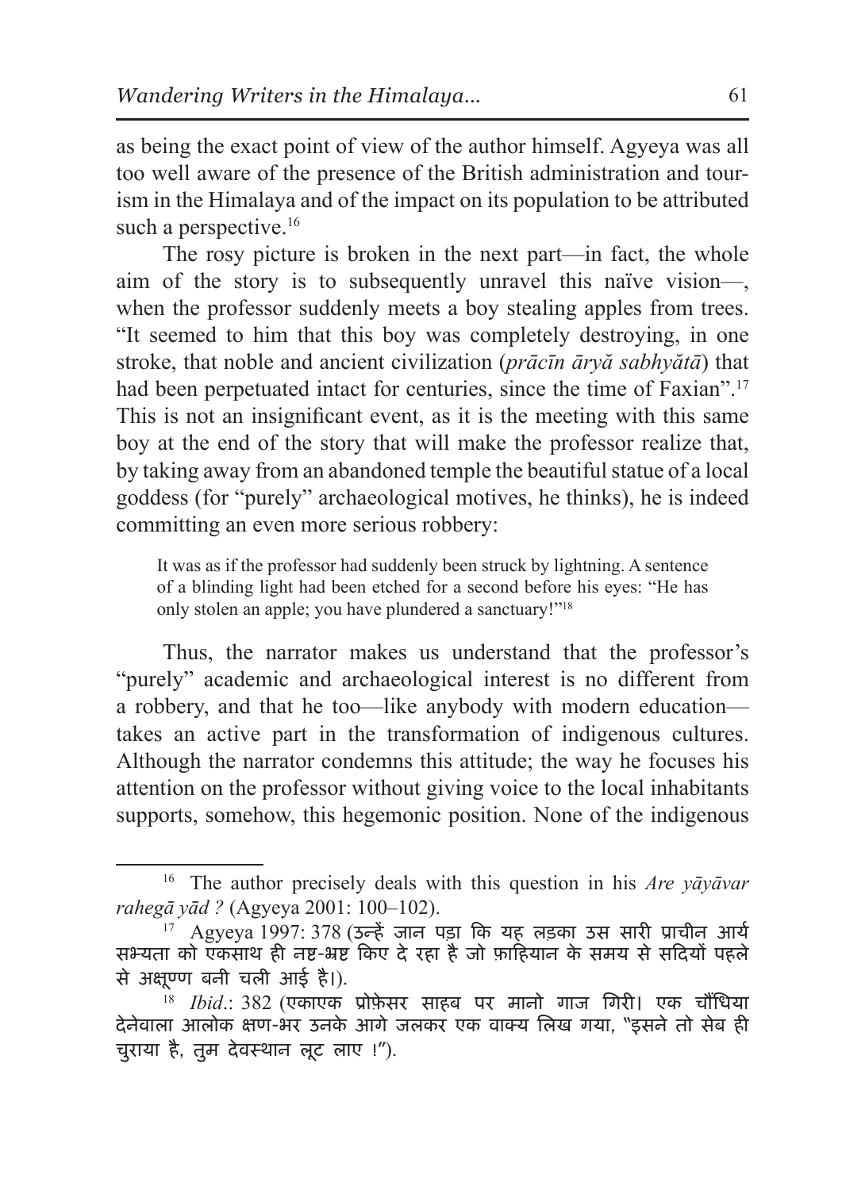as being the exact point of view of the author himself. Agyeya was all too well aware of the presence of the British administration and tourism in the Himalaya and of the impact on its population to be attributed such a perspective.[16]

The rosy picture is broken in the next part—in fact, the whole aim of the story is to subsequently unravel this naïve vision—, when the professor suddenly meets a boy stealing apples from trees. "It seemed to him that this boy was completely destroying, in one stroke, that noble and ancient civilization (*prācīn āryă sabhyătā*) that had been perpetuated intact for centuries, since the time of Faxian".[17] This is not an insignificant event, as it is the meeting with this same boy at the end of the story that will make the professor realize that, by taking away from an abandoned temple the beautiful statue of a local goddess (for "purely" archaeological motives, he thinks), he is indeed committing an even more serious robbery:

> It was as if the professor had suddenly been struck by lightning. A sentence of a blinding light had been etched for a second before his eyes: "He has only stolen an apple; you have plundered a sanctuary!"[18]

Thus, the narrator makes us understand that the professor's "purely" academic and archaeological interest is no different from a robbery, and that he too—like anybody with modern education—takes an active part in the transformation of indigenous cultures. Although the narrator condemns this attitude; the way he focuses his attention on the professor without giving voice to the local inhabitants supports, somehow, this hegemonic position. None of the indigenous

---

[16] The author precisely deals with this question in his *Are yāyāvar rahegā yād ?* (Agyeya 2001: 100–102).

[17] Agyeya 1997: 378 (उन्हें जान पड़ा कि यह लड़का उस सारी प्राचीन आर्य सभ्यता को एकसाथ ही नष्ट-भ्रष्ट किए दे रहा है जो फ़ाहियान के समय से सदियों पहले से अक्षूण्ण बनी चली आई है।).

[18] *Ibid*.: 382 (एकाएक प्रोफ़ेसर साहब पर मानो गाज गिरी। एक चौंधिया देनेवाला आलोक क्षण-भर उनके आगे जलकर एक वाक्य लिख गया, "इसने तो सेब ही चुराया है, तुम देवस्थान लूट लाए !").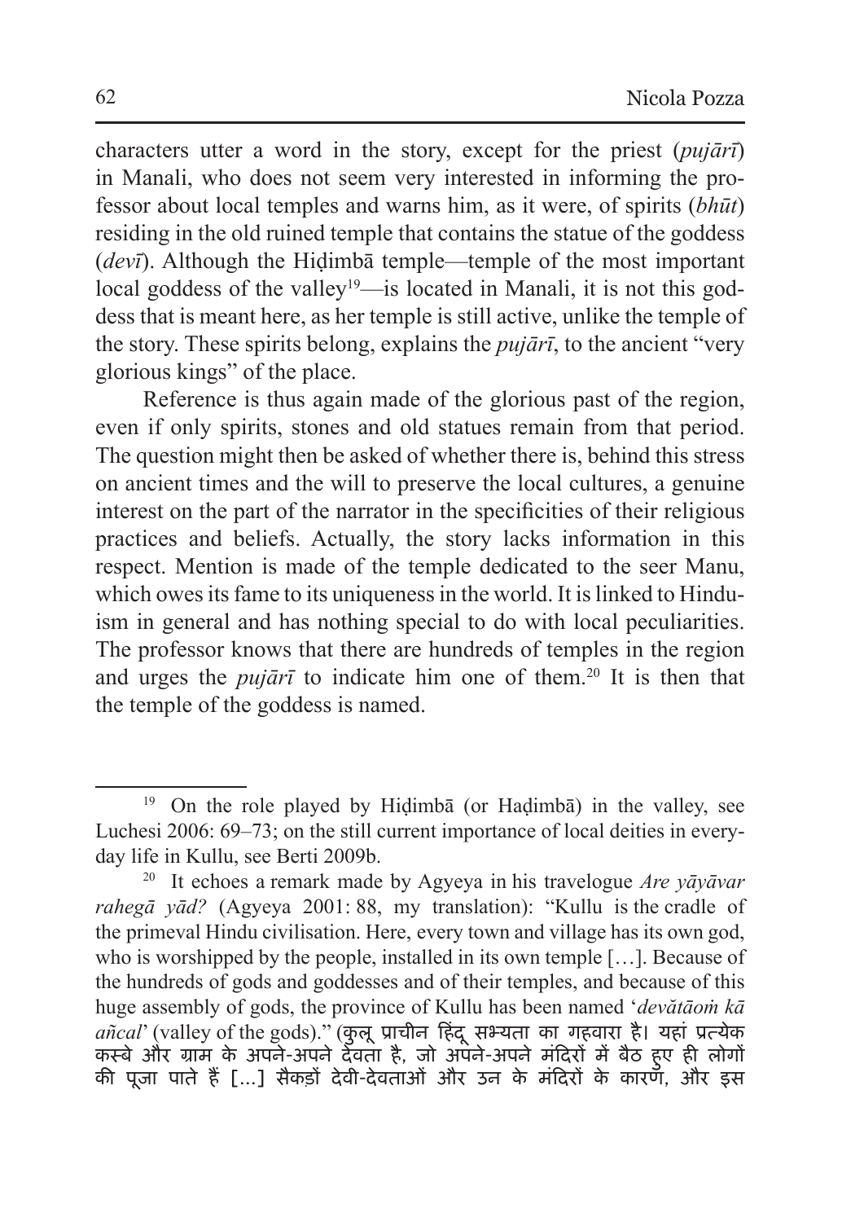characters utter a word in the story, except for the priest (*pujārī*) in Manali, who does not seem very interested in informing the professor about local temples and warns him, as it were, of spirits (*bhūt*) residing in the old ruined temple that contains the statue of the goddess (*devī*). Although the Hiḍimbā temple—temple of the most important local goddess of the valley[19]—is located in Manali, it is not this goddess that is meant here, as her temple is still active, unlike the temple of the story. These spirits belong, explains the *pujārī*, to the ancient "very glorious kings" of the place.

Reference is thus again made of the glorious past of the region, even if only spirits, stones and old statues remain from that period. The question might then be asked of whether there is, behind this stress on ancient times and the will to preserve the local cultures, a genuine interest on the part of the narrator in the specificities of their religious practices and beliefs. Actually, the story lacks information in this respect. Mention is made of the temple dedicated to the seer Manu, which owes its fame to its uniqueness in the world. It is linked to Hinduism in general and has nothing special to do with local peculiarities. The professor knows that there are hundreds of temples in the region and urges the *pujārī* to indicate him one of them.[20] It is then that the temple of the goddess is named.

---

[19] On the role played by Hiḍimbā (or Haḍimbā) in the valley, see Luchesi 2006: 69–73; on the still current importance of local deities in everyday life in Kullu, see Berti 2009b.

[20] It echoes a remark made by Agyeya in his travelogue *Are yāyāvar rahegā yād?* (Agyeya 2001: 88, my translation): "Kullu is the cradle of the primeval Hindu civilisation. Here, every town and village has its own god, who is worshipped by the people, installed in its own temple […]. Because of the hundreds of gods and goddesses and of their temples, and because of this huge assembly of gods, the province of Kullu has been named '*devătāoṁ kā añcal*' (valley of the gods)." (कुलू प्राचीन हिंदू सभ्यता का गहवारा है। यहां प्रत्येक कस्बे और ग्राम के अपने-अपने देवता है, जो अपने-अपने मंदिरों में बैठ हुए ही लोगों की पूजा पाते हैं […] सैकड़ों देवी-देवताओं और उन के मंदिरों के कारण, और इस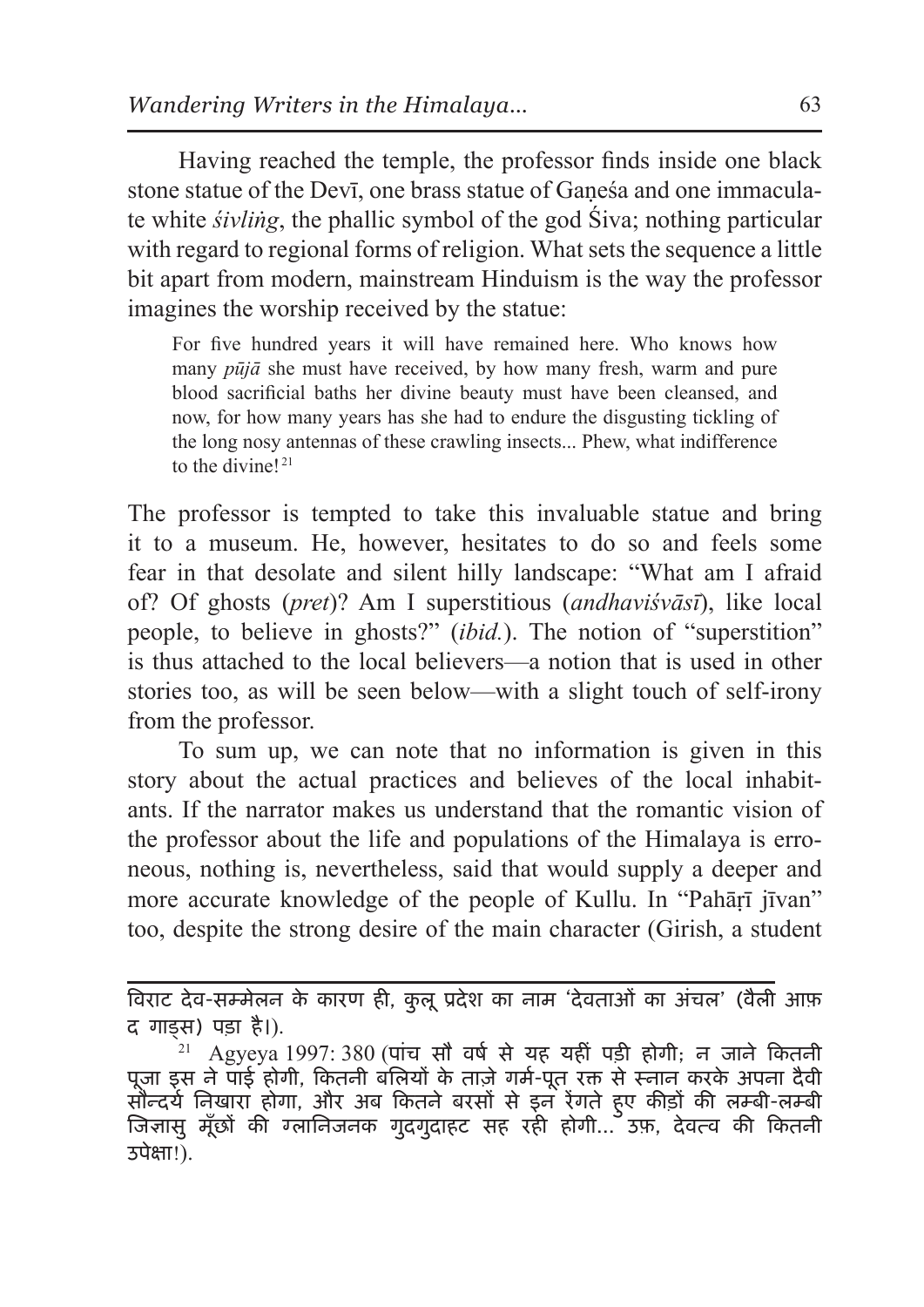Having reached the temple, the professor finds inside one black stone statue of the Devī, one brass statue of Gaṇeśa and one immaculate white *śivliṅg*, the phallic symbol of the god Śiva; nothing particular with regard to regional forms of religion. What sets the sequence a little bit apart from modern, mainstream Hinduism is the way the professor imagines the worship received by the statue:

> For five hundred years it will have remained here. Who knows how many *pūjā* she must have received, by how many fresh, warm and pure blood sacrificial baths her divine beauty must have been cleansed, and now, for how many years has she had to endure the disgusting tickling of the long nosy antennas of these crawling insects... Phew, what indifference to the divine![21]

The professor is tempted to take this invaluable statue and bring it to a museum. He, however, hesitates to do so and feels some fear in that desolate and silent hilly landscape: "What am I afraid of? Of ghosts (*pret*)? Am I superstitious (*andhaviśvāsī*), like local people, to believe in ghosts?" (*ibid.*). The notion of "superstition" is thus attached to the local believers—a notion that is used in other stories too, as will be seen below—with a slight touch of self-irony from the professor.

To sum up, we can note that no information is given in this story about the actual practices and believes of the local inhabitants. If the narrator makes us understand that the romantic vision of the professor about the life and populations of the Himalaya is erroneous, nothing is, nevertheless, said that would supply a deeper and more accurate knowledge of the people of Kullu. In "Pahāṛī jīvan" too, despite the strong desire of the main character (Girish, a student

---

विराट देव-सम्मेलन के कारण ही, कुलू प्रदेश का नाम 'देवताओं का अंचल' (वैली आफ़ द गाड्स) पड़ा है।).

[21] Agyeya 1997: 380 (पांच सौ वर्ष से यह यहीं पड़ी होगी; न जाने कितनी पूजा इस ने पाई होगी, कितनी बलियों के ताज़े गर्म-पूत रक्त से स्नान करके अपना दैवी सौन्दर्य निखारा होगा, और अब कितने बरसों से इन रेंगते हुए कीड़ों की लम्बी-लम्बी जिज्ञासु मूँछों की ग्लानिजनक गुदगुदाहट सह रही होगी... उफ़, देवत्व की कितनी उपेक्षा!).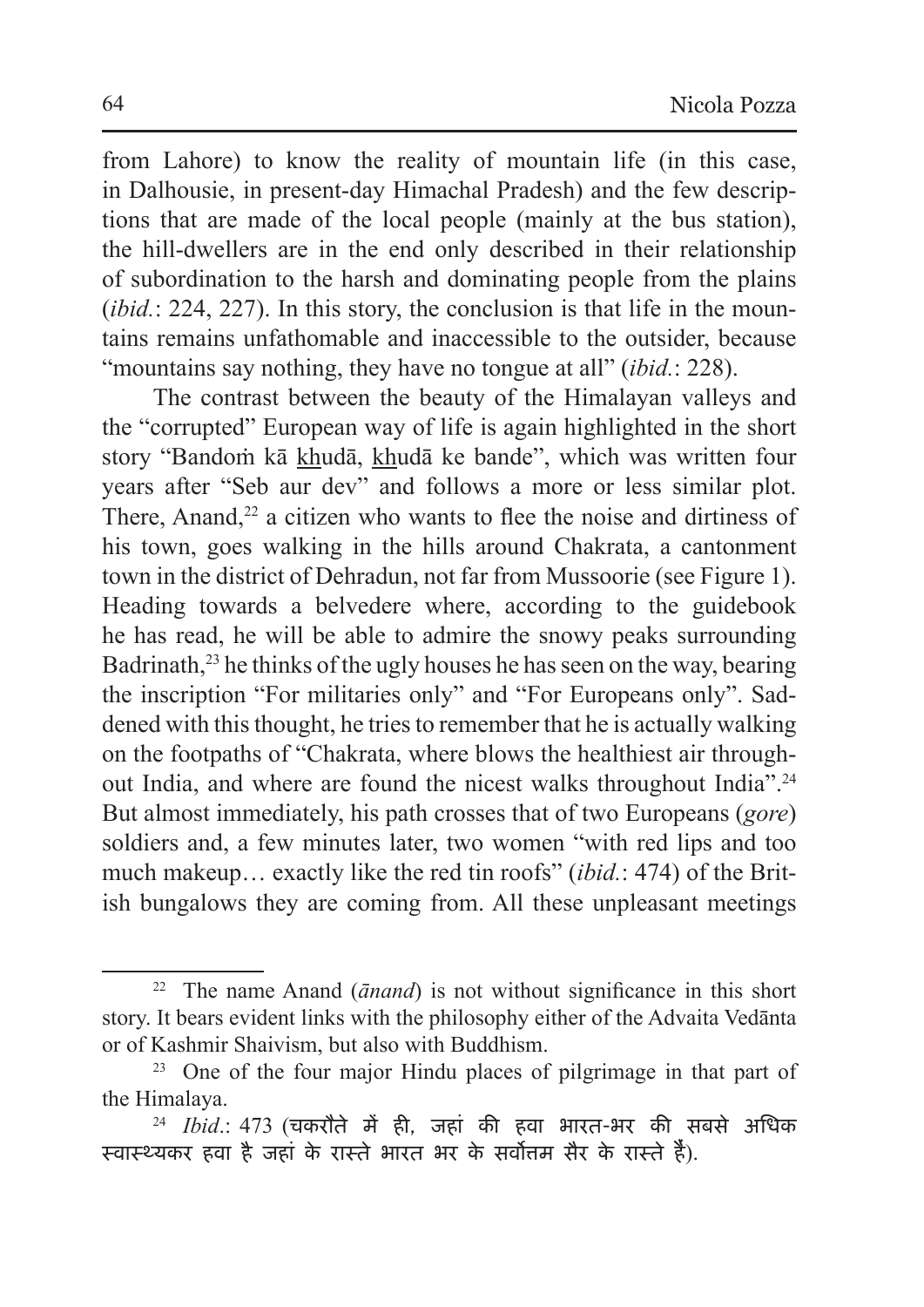from Lahore) to know the reality of mountain life (in this case, in Dalhousie, in present-day Himachal Pradesh) and the few descriptions that are made of the local people (mainly at the bus station), the hill-dwellers are in the end only described in their relationship of subordination to the harsh and dominating people from the plains (*ibid.*: 224, 227). In this story, the conclusion is that life in the mountains remains unfathomable and inaccessible to the outsider, because "mountains say nothing, they have no tongue at all" (*ibid.*: 228).

The contrast between the beauty of the Himalayan valleys and the "corrupted" European way of life is again highlighted in the short story "Bandoṁ kā k͟hudā, k͟hudā ke bande", which was written four years after "Seb aur dev" and follows a more or less similar plot. There, Anand,[22] a citizen who wants to flee the noise and dirtiness of his town, goes walking in the hills around Chakrata, a cantonment town in the district of Dehradun, not far from Mussoorie (see Figure 1). Heading towards a belvedere where, according to the guidebook he has read, he will be able to admire the snowy peaks surrounding Badrinath,[23] he thinks of the ugly houses he has seen on the way, bearing the inscription "For militaries only" and "For Europeans only". Saddened with this thought, he tries to remember that he is actually walking on the footpaths of "Chakrata, where blows the healthiest air throughout India, and where are found the nicest walks throughout India".[24] But almost immediately, his path crosses that of two Europeans (*gore*) soldiers and, a few minutes later, two women "with red lips and too much makeup… exactly like the red tin roofs" (*ibid.*: 474) of the British bungalows they are coming from. All these unpleasant meetings

---

[22] The name Anand (*ānand*) is not without significance in this short story. It bears evident links with the philosophy either of the Advaita Vedānta or of Kashmir Shaivism, but also with Buddhism.

[23] One of the four major Hindu places of pilgrimage in that part of the Himalaya.

[24] *Ibid.*: 473 (चकरौते में ही, जहां की हवा भारत-भर की सबसे अधिक स्वास्थ्यकर हवा है जहां के रास्ते भारत भर के सर्वोत्तम सैर के रास्ते हैं).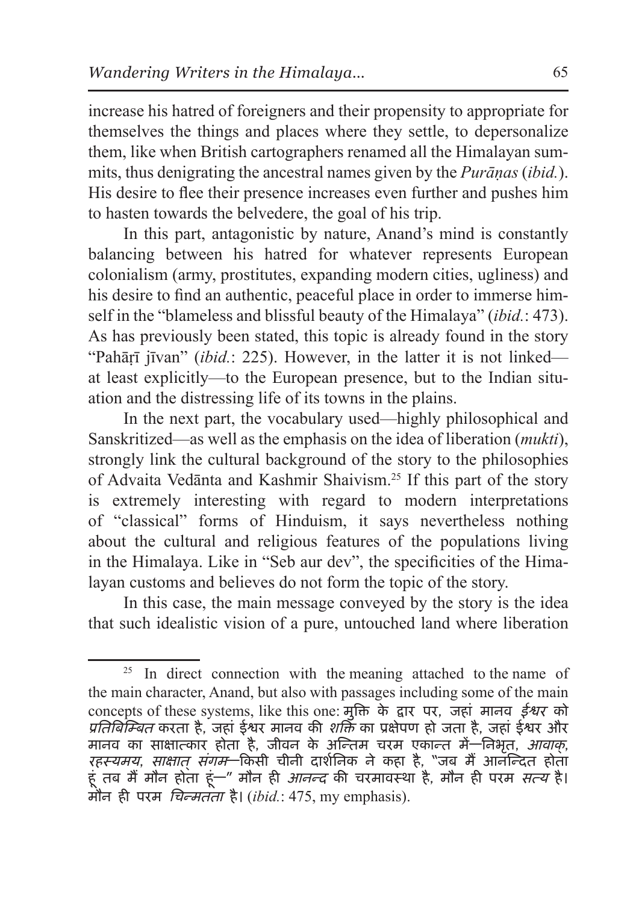increase his hatred of foreigners and their propensity to appropriate for themselves the things and places where they settle, to depersonalize them, like when British cartographers renamed all the Himalayan summits, thus denigrating the ancestral names given by the *Purāṇas* (*ibid.*). His desire to flee their presence increases even further and pushes him to hasten towards the belvedere, the goal of his trip.

In this part, antagonistic by nature, Anand's mind is constantly balancing between his hatred for whatever represents European colonialism (army, prostitutes, expanding modern cities, ugliness) and his desire to find an authentic, peaceful place in order to immerse himself in the "blameless and blissful beauty of the Himalaya" (*ibid.*: 473). As has previously been stated, this topic is already found in the story "Pahāṛī jīvan" (*ibid.*: 225). However, in the latter it is not linked—at least explicitly—to the European presence, but to the Indian situation and the distressing life of its towns in the plains.

In the next part, the vocabulary used—highly philosophical and Sanskritized—as well as the emphasis on the idea of liberation (*mukti*), strongly link the cultural background of the story to the philosophies of Advaita Vedānta and Kashmir Shaivism.[25] If this part of the story is extremely interesting with regard to modern interpretations of "classical" forms of Hinduism, it says nevertheless nothing about the cultural and religious features of the populations living in the Himalaya. Like in "Seb aur dev", the specificities of the Himalayan customs and believes do not form the topic of the story.

In this case, the main message conveyed by the story is the idea that such idealistic vision of a pure, untouched land where liberation

---

[25] In direct connection with the meaning attached to the name of the main character, Anand, but also with passages including some of the main concepts of these systems, like this one: मुक्ति के द्वार पर, जहां मानव *ईश्वर* को *प्रतिबिम्बित* करता है, जहां ईश्वर मानव की *शक्ति* का प्रक्षेपण हो जता है, जहां ईश्वर और मानव का साक्षात्कार होता है, जीवन के अन्तिम चरम एकान्त में—निभृत, *आवाक्, रहस्यमय, साक्षात् संगम*—किसी चीनी दार्शनिक ने कहा है, "जब मैं आनन्दित होता हूं तब मैं मौन होता हूं—" मौन ही *आनन्द* की चरमावस्था है, मौन ही परम *सत्य* है। मौन ही परम *चिन्मतता* है। (*ibid.*: 475, my emphasis).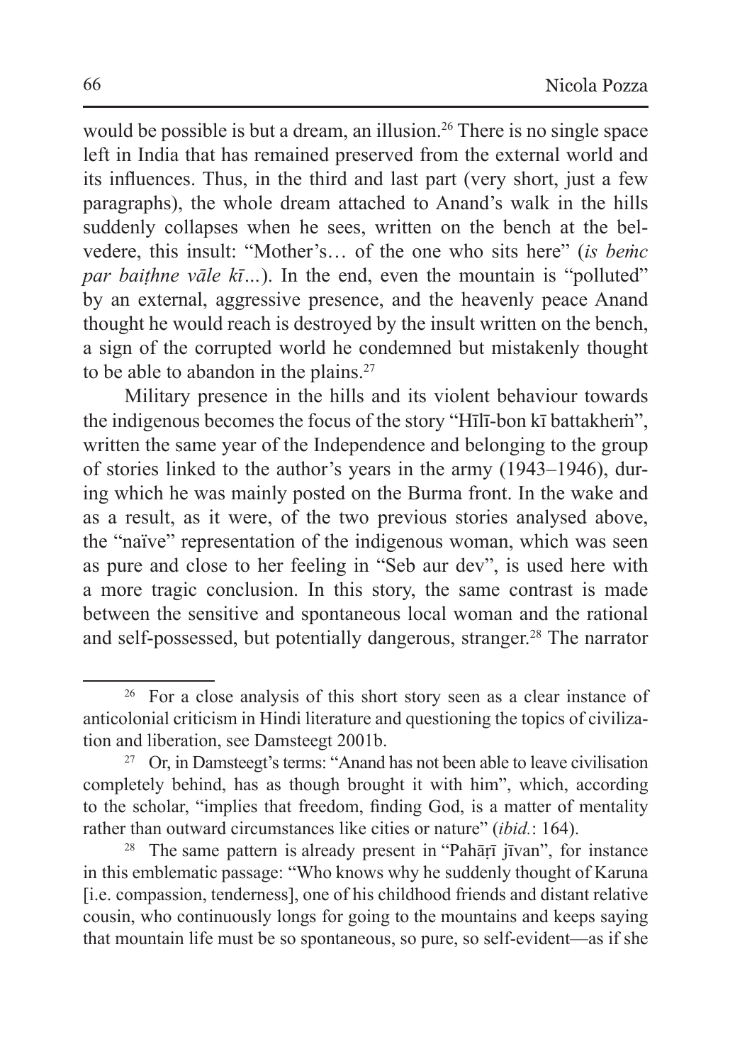would be possible is but a dream, an illusion.[26] There is no single space left in India that has remained preserved from the external world and its influences. Thus, in the third and last part (very short, just a few paragraphs), the whole dream attached to Anand's walk in the hills suddenly collapses when he sees, written on the bench at the belvedere, this insult: "Mother's… of the one who sits here" (*is beṁc par baiṭhne vāle kī…*). In the end, even the mountain is "polluted" by an external, aggressive presence, and the heavenly peace Anand thought he would reach is destroyed by the insult written on the bench, a sign of the corrupted world he condemned but mistakenly thought to be able to abandon in the plains.[27]

Military presence in the hills and its violent behaviour towards the indigenous becomes the focus of the story "Hīlī-bon kī battakheṁ", written the same year of the Independence and belonging to the group of stories linked to the author's years in the army (1943–1946), during which he was mainly posted on the Burma front. In the wake and as a result, as it were, of the two previous stories analysed above, the "naïve" representation of the indigenous woman, which was seen as pure and close to her feeling in "Seb aur dev", is used here with a more tragic conclusion. In this story, the same contrast is made between the sensitive and spontaneous local woman and the rational and self-possessed, but potentially dangerous, stranger.[28] The narrator

---

[26] For a close analysis of this short story seen as a clear instance of anticolonial criticism in Hindi literature and questioning the topics of civilization and liberation, see Damsteegt 2001b.

[27] Or, in Damsteegt's terms: "Anand has not been able to leave civilisation completely behind, has as though brought it with him", which, according to the scholar, "implies that freedom, finding God, is a matter of mentality rather than outward circumstances like cities or nature" (*ibid.*: 164).

[28] The same pattern is already present in "Pahāṛī jīvan", for instance in this emblematic passage: "Who knows why he suddenly thought of Karuna [i.e. compassion, tenderness], one of his childhood friends and distant relative cousin, who continuously longs for going to the mountains and keeps saying that mountain life must be so spontaneous, so pure, so self-evident—as if she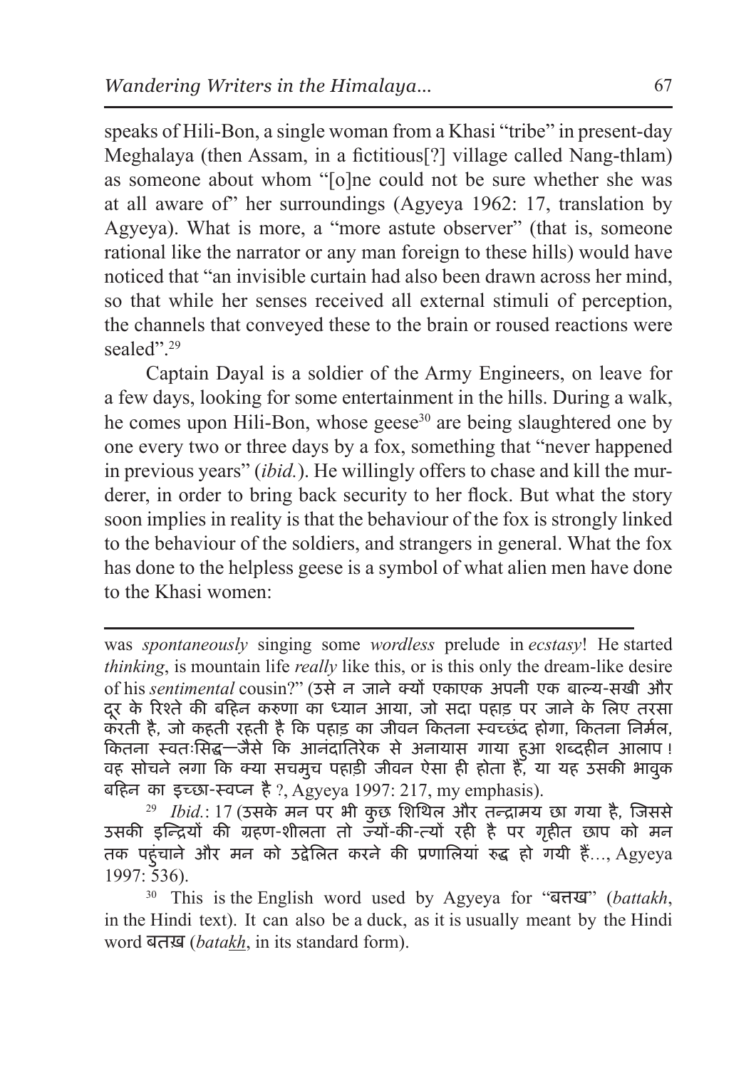speaks of Hili-Bon, a single woman from a Khasi "tribe" in present-day Meghalaya (then Assam, in a fictitious[?] village called Nang-thlam) as someone about whom "[o]ne could not be sure whether she was at all aware of" her surroundings (Agyeya 1962: 17, translation by Agyeya). What is more, a "more astute observer" (that is, someone rational like the narrator or any man foreign to these hills) would have noticed that "an invisible curtain had also been drawn across her mind, so that while her senses received all external stimuli of perception, the channels that conveyed these to the brain or roused reactions were sealed".[29]

Captain Dayal is a soldier of the Army Engineers, on leave for a few days, looking for some entertainment in the hills. During a walk, he comes upon Hili-Bon, whose geese[30] are being slaughtered one by one every two or three days by a fox, something that "never happened in previous years" (*ibid.*). He willingly offers to chase and kill the murderer, in order to bring back security to her flock. But what the story soon implies in reality is that the behaviour of the fox is strongly linked to the behaviour of the soldiers, and strangers in general. What the fox has done to the helpless geese is a symbol of what alien men have done to the Khasi women:

---

was *spontaneously* singing some *wordless* prelude in *ecstasy*! He started *thinking*, is mountain life *really* like this, or is this only the dream-like desire of his *sentimental* cousin?" (उसे न जाने क्यों एकाएक अपनी एक बाल्य-सखी और दूर के रिश्ते की बहिन करुणा का ध्यान आया, जो सदा पहाड़ पर जाने के लिए तरसा करती है, जो कहती रहती है कि पहाड़ का जीवन कितना स्वच्छंद होगा, कितना निर्मल, कितना स्वतःसिद्ध—जैसे कि आनंदातिरेक से अनायास गाया हुआ शब्दहीन आलाप! वह सोचने लगा कि क्या सचमुच पहाड़ी जीवन ऐसा ही होता है, या यह उसकी भावुक बहिन का इच्छा-स्वप्न है ?, Agyeya 1997: 217, my emphasis).

[29] *Ibid.*: 17 (उसके मन पर भी कुछ शिथिल और तन्द्रामय छा गया है, जिससे उसकी इन्द्रियों की ग्रहण-शीलता तो ज्यों-की-त्यों रही है पर गृहीत छाप को मन तक पहुंचाने और मन को उद्वेलित करने की प्रणालियां रुद्ध हो गयी हैं..., Agyeya 1997: 536).

[30] This is the English word used by Agyeya for "बत्तख" (*battakh*, in the Hindi text). It can also be a duck, as it is usually meant by the Hindi word बतख़ (*bata<u>kh</u>*, in its standard form).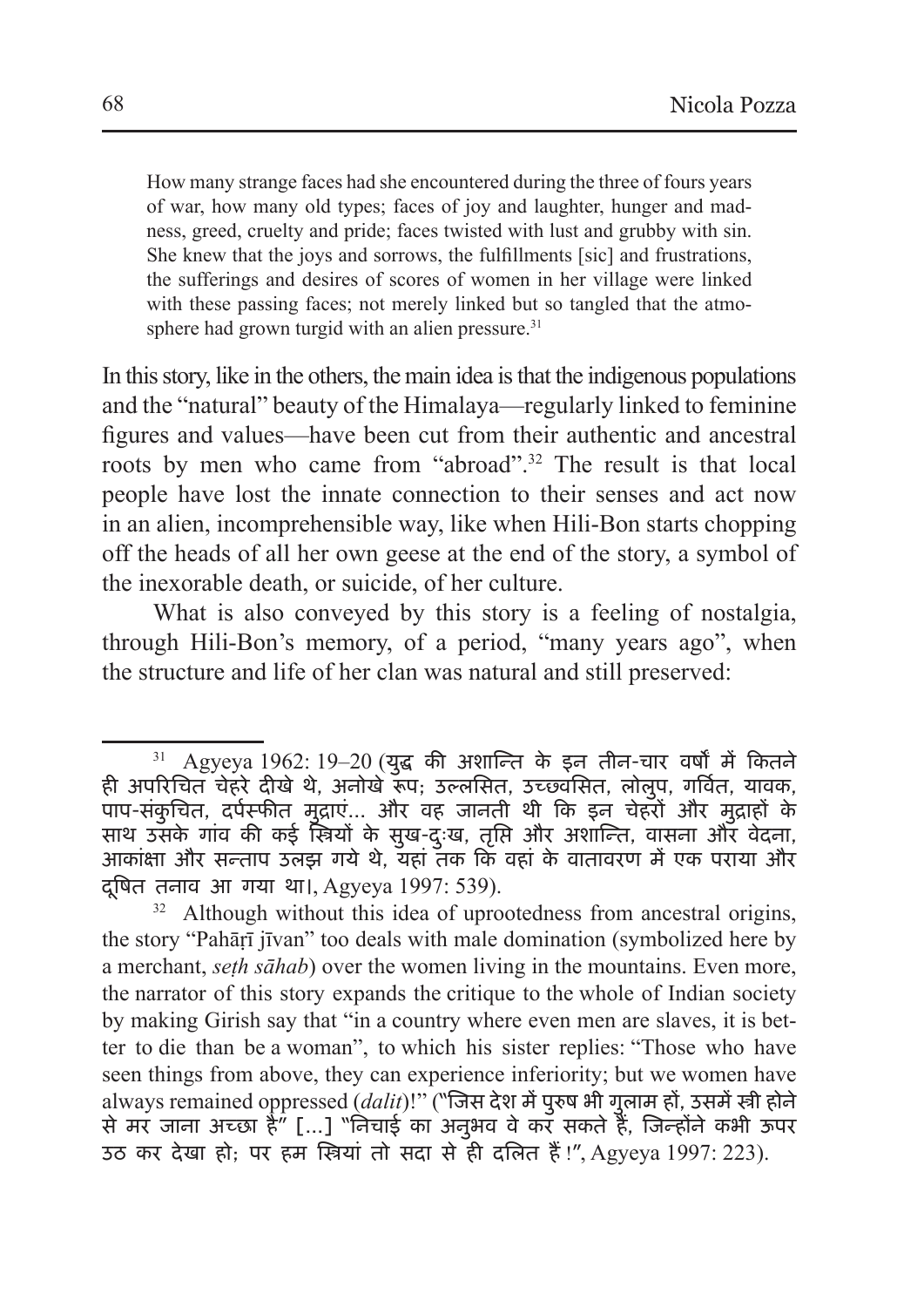> How many strange faces had she encountered during the three of fours years of war, how many old types; faces of joy and laughter, hunger and madness, greed, cruelty and pride; faces twisted with lust and grubby with sin. She knew that the joys and sorrows, the fulfillments [sic] and frustrations, the sufferings and desires of scores of women in her village were linked with these passing faces; not merely linked but so tangled that the atmosphere had grown turgid with an alien pressure.[31]

In this story, like in the others, the main idea is that the indigenous populations and the "natural" beauty of the Himalaya—regularly linked to feminine figures and values—have been cut from their authentic and ancestral roots by men who came from "abroad".[32] The result is that local people have lost the innate connection to their senses and act now in an alien, incomprehensible way, like when Hili-Bon starts chopping off the heads of all her own geese at the end of the story, a symbol of the inexorable death, or suicide, of her culture.

What is also conveyed by this story is a feeling of nostalgia, through Hili-Bon's memory, of a period, "many years ago", when the structure and life of her clan was natural and still preserved:

---

[31] Agyeya 1962: 19–20 (युद्ध की अशान्ति के इन तीन-चार वर्षों में कितने ही अपरिचित चेहरे दीखे थे, अनोखे रूप; उल्लसित, उच्छ्वसित, लोलुप, गर्वित, यावक, पाप-संकुचित, दर्पस्फीत मुद्राएं... और वह जानती थी कि इन चेहरों और मुद्राहों के साथ उसके गांव की कई स्त्रियों के सुख-दुःख, तृप्ति और अशान्ति, वासना और वेदना, आकांक्षा और सन्ताप उलझ गये थे, यहां तक कि वहां के वातावरण में एक पराया और दूषित तनाव आ गया था।, Agyeya 1997: 539).

[32] Although without this idea of uprootedness from ancestral origins, the story "Pahāṛī jīvan" too deals with male domination (symbolized here by a merchant, *seṭh sāhab*) over the women living in the mountains. Even more, the narrator of this story expands the critique to the whole of Indian society by making Girish say that "in a country where even men are slaves, it is better to die than be a woman", to which his sister replies: "Those who have seen things from above, they can experience inferiority; but we women have always remained oppressed (*dalit*)!" ("जिस देश में पुरुष भी गुलाम हों, उसमें स्त्री होने से मर जाना अच्छा है" [...] "निचाई का अनुभव वे कर सकते हैं, जिन्होंने कभी ऊपर उठ कर देखा हो; पर हम स्त्रियां तो सदा से ही दलित हैं!", Agyeya 1997: 223).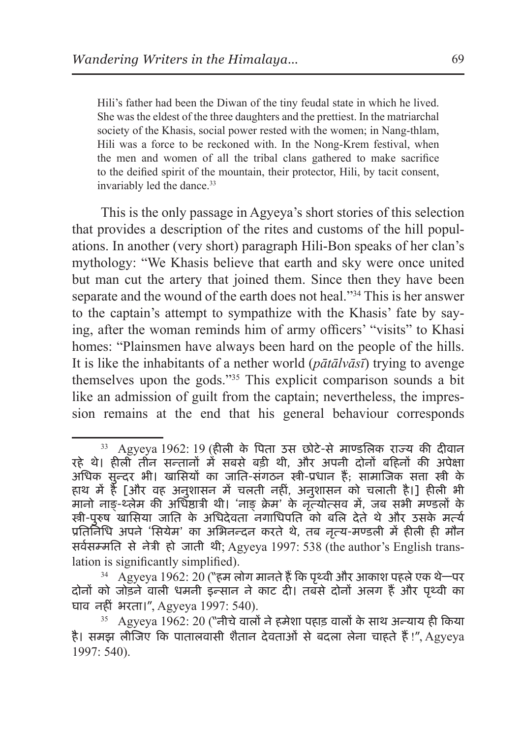> Hili's father had been the Diwan of the tiny feudal state in which he lived. She was the eldest of the three daughters and the prettiest. In the matriarchal society of the Khasis, social power rested with the women; in Nang-thlam, Hili was a force to be reckoned with. In the Nong-Krem festival, when the men and women of all the tribal clans gathered to make sacrifice to the deified spirit of the mountain, their protector, Hili, by tacit consent, invariably led the dance.[33]

This is the only passage in Agyeya's short stories of this selection that provides a description of the rites and customs of the hill populations. In another (very short) paragraph Hili-Bon speaks of her clan's mythology: "We Khasis believe that earth and sky were once united but man cut the artery that joined them. Since then they have been separate and the wound of the earth does not heal."[34] This is her answer to the captain's attempt to sympathize with the Khasis' fate by saying, after the woman reminds him of army officers' "visits" to Khasi homes: "Plainsmen have always been hard on the people of the hills. It is like the inhabitants of a nether world (*pātālvāsī*) trying to avenge themselves upon the gods."[35] This explicit comparison sounds a bit like an admission of guilt from the captain; nevertheless, the impression remains at the end that his general behaviour corresponds

---

[33] Agyeya 1962: 19 (हीली के पिता उस छोटे-से माण्डलिक राज्य की दीवान रहे थे। हीली तीन सन्तानों में सबसे बड़ी थी, और अपनी दोनों बहिनों की अपेक्षा अधिक सुन्दर भी। खासियों का जाति-संगठन स्त्री-प्रधान हैं; सामाजिक सत्ता स्त्री के हाथ में है [और वह अनुशासन में चलती नहीं, अनुशासन को चलाती है।] हीली भी मानो नाङ्-थ्लेम की अधिष्ठात्री थी। 'नाङ् क्रेम' के नृत्योत्सव में, जब सभी मण्डलों के स्त्री-पुरुष खासिया जाति के अधिदेवता नगाधिपति को बलि देते थे और उसके मर्त्य प्रतिनिधि अपने 'सियेम' का अभिनन्दन करते थे, तब नृत्य-मण्डली में हीली ही मौन सर्वसम्मति से नेत्री हो जाती थी; Agyeya 1997: 538 (the author's English translation is significantly simplified).

[34] Agyeya 1962: 20 ("हम लोग मानते हैं कि पृथ्वी और आकाश पहले एक थे—पर दोनों को जोड़ने वाली धमनी इन्सान ने काट दी। तबसे दोनों अलग हैं और पृथ्वी का घाव नहीं भरता।", Agyeya 1997: 540).

[35] Agyeya 1962: 20 ("नीचे वालों ने हमेशा पहाड़ वालों के साथ अन्याय ही किया है। समझ लीजिए कि पातालवासी शैतान देवताओं से बदला लेना चाहते हैं!", Agyeya 1997: 540).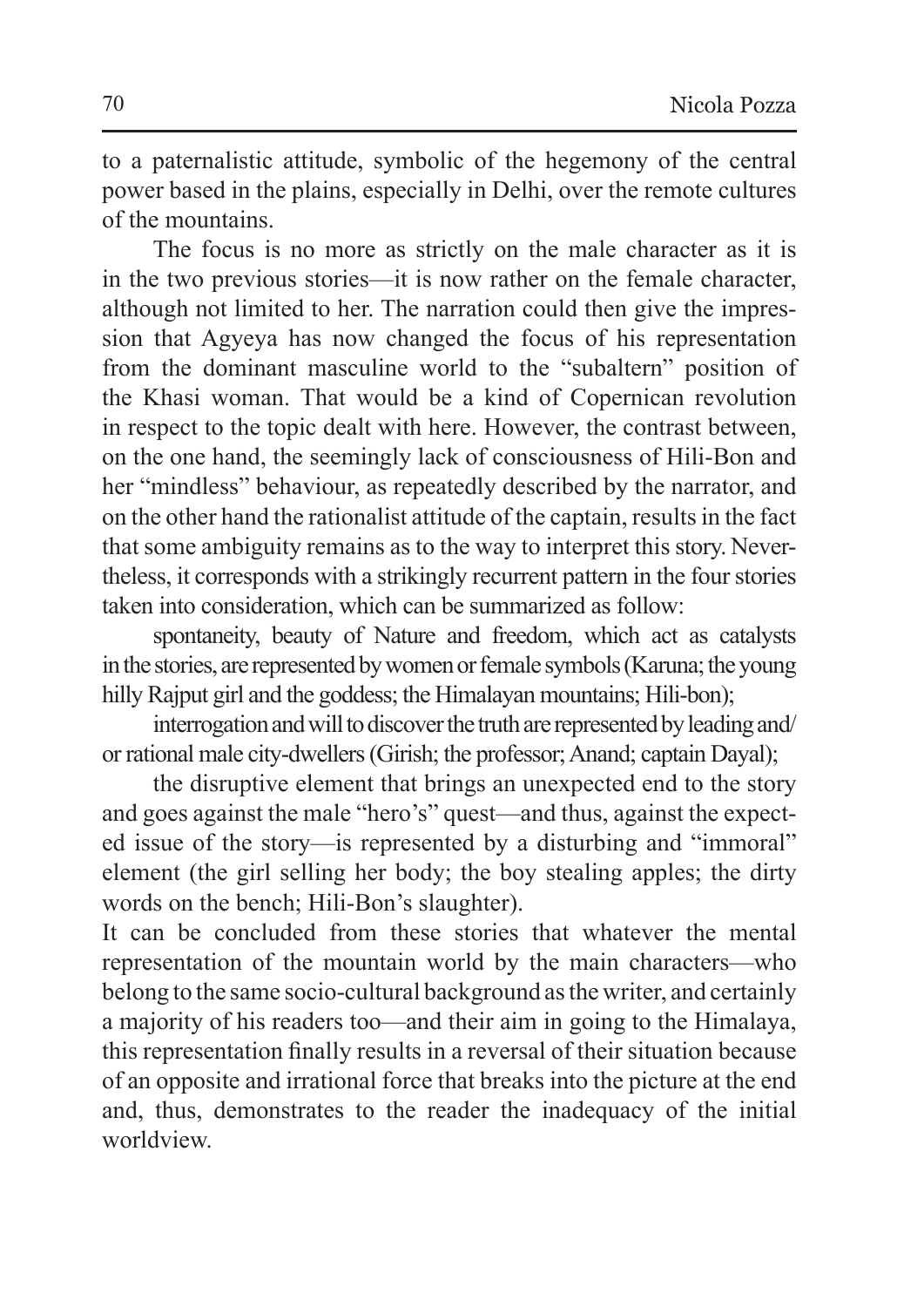to a paternalistic attitude, symbolic of the hegemony of the central power based in the plains, especially in Delhi, over the remote cultures of the mountains.

The focus is no more as strictly on the male character as it is in the two previous stories—it is now rather on the female character, although not limited to her. The narration could then give the impression that Agyeya has now changed the focus of his representation from the dominant masculine world to the "subaltern" position of the Khasi woman. That would be a kind of Copernican revolution in respect to the topic dealt with here. However, the contrast between, on the one hand, the seemingly lack of consciousness of Hili-Bon and her "mindless" behaviour, as repeatedly described by the narrator, and on the other hand the rationalist attitude of the captain, results in the fact that some ambiguity remains as to the way to interpret this story. Nevertheless, it corresponds with a strikingly recurrent pattern in the four stories taken into consideration, which can be summarized as follow:

spontaneity, beauty of Nature and freedom, which act as catalysts in the stories, are represented by women or female symbols (Karuna; the young hilly Rajput girl and the goddess; the Himalayan mountains; Hili-bon);

interrogation and will to discover the truth are represented by leading and/or rational male city-dwellers (Girish; the professor; Anand; captain Dayal);

the disruptive element that brings an unexpected end to the story and goes against the male "hero's" quest—and thus, against the expected issue of the story—is represented by a disturbing and "immoral" element (the girl selling her body; the boy stealing apples; the dirty words on the bench; Hili-Bon's slaughter).

It can be concluded from these stories that whatever the mental representation of the mountain world by the main characters—who belong to the same socio-cultural background as the writer, and certainly a majority of his readers too—and their aim in going to the Himalaya, this representation finally results in a reversal of their situation because of an opposite and irrational force that breaks into the picture at the end and, thus, demonstrates to the reader the inadequacy of the initial worldview.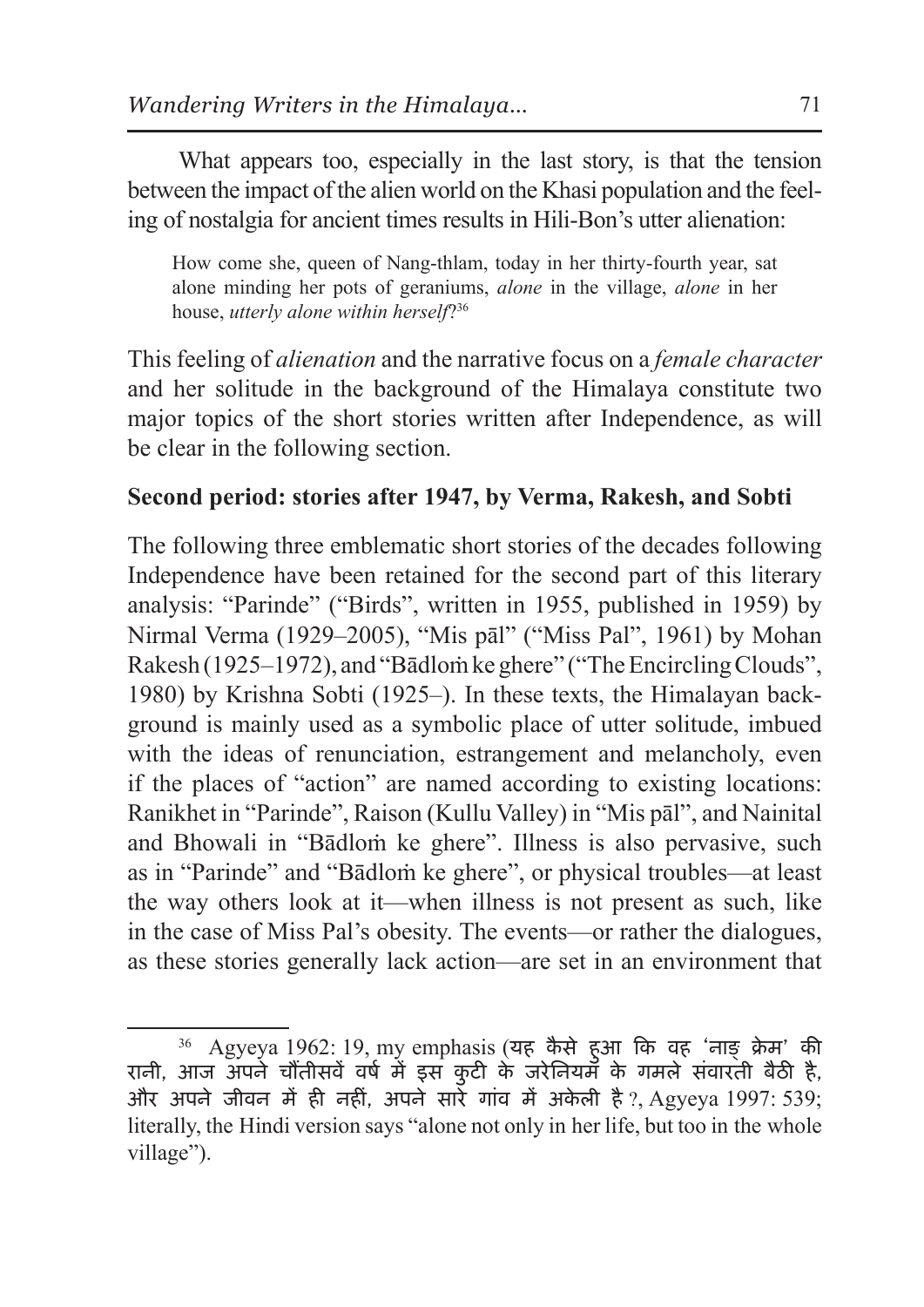What appears too, especially in the last story, is that the tension between the impact of the alien world on the Khasi population and the feeling of nostalgia for ancient times results in Hili-Bon's utter alienation:

> How come she, queen of Nang-thlam, today in her thirty-fourth year, sat alone minding her pots of geraniums, *alone* in the village, *alone* in her house, *utterly alone within herself*?[36]

This feeling of *alienation* and the narrative focus on a *female character* and her solitude in the background of the Himalaya constitute two major topics of the short stories written after Independence, as will be clear in the following section.

### Second period: stories after 1947, by Verma, Rakesh, and Sobti

The following three emblematic short stories of the decades following Independence have been retained for the second part of this literary analysis: "Parinde" ("Birds", written in 1955, published in 1959) by Nirmal Verma (1929–2005), "Mis pāl" ("Miss Pal", 1961) by Mohan Rakesh (1925–1972), and "Bādloṁ ke ghere" ("The Encircling Clouds", 1980) by Krishna Sobti (1925–). In these texts, the Himalayan background is mainly used as a symbolic place of utter solitude, imbued with the ideas of renunciation, estrangement and melancholy, even if the places of "action" are named according to existing locations: Ranikhet in "Parinde", Raison (Kullu Valley) in "Mis pāl", and Nainital and Bhowali in "Bādloṁ ke ghere". Illness is also pervasive, such as in "Parinde" and "Bādloṁ ke ghere", or physical troubles—at least the way others look at it—when illness is not present as such, like in the case of Miss Pal's obesity. The events—or rather the dialogues, as these stories generally lack action—are set in an environment that

---

[36] Agyeya 1962: 19, my emphasis (यह कैसे हुआ कि वह 'नाङ् क्रेम' की रानी, आज अपने चौंतीसवें वर्ष में इस कुटी के जरेनियमों के गमले संवारती बैठी है, और अपने जीवन में ही नहीं, अपने सारे गांव में अकेली है?, Agyeya 1997: 539; literally, the Hindi version says "alone not only in her life, but too in the whole village").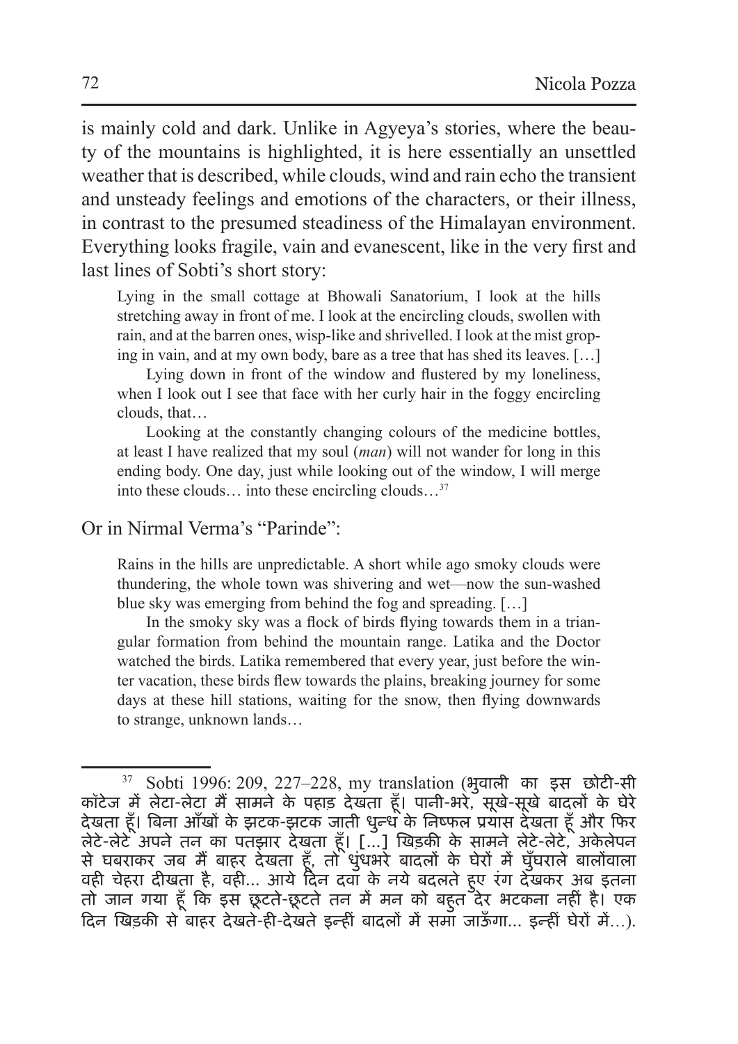is mainly cold and dark. Unlike in Agyeya's stories, where the beauty of the mountains is highlighted, it is here essentially an unsettled weather that is described, while clouds, wind and rain echo the transient and unsteady feelings and emotions of the characters, or their illness, in contrast to the presumed steadiness of the Himalayan environment. Everything looks fragile, vain and evanescent, like in the very first and last lines of Sobti's short story:

> Lying in the small cottage at Bhowali Sanatorium, I look at the hills stretching away in front of me. I look at the encircling clouds, swollen with rain, and at the barren ones, wisp-like and shrivelled. I look at the mist groping in vain, and at my own body, bare as a tree that has shed its leaves. […]
>
> Lying down in front of the window and flustered by my loneliness, when I look out I see that face with her curly hair in the foggy encircling clouds, that…
>
> Looking at the constantly changing colours of the medicine bottles, at least I have realized that my soul (*man*) will not wander for long in this ending body. One day, just while looking out of the window, I will merge into these clouds… into these encircling clouds…[37]

Or in Nirmal Verma's "Parinde":

> Rains in the hills are unpredictable. A short while ago smoky clouds were thundering, the whole town was shivering and wet—now the sun-washed blue sky was emerging from behind the fog and spreading. […]
>
> In the smoky sky was a flock of birds flying towards them in a triangular formation from behind the mountain range. Latika and the Doctor watched the birds. Latika remembered that every year, just before the winter vacation, these birds flew towards the plains, breaking journey for some days at these hill stations, waiting for the snow, then flying downwards to strange, unknown lands…

---

[37] Sobti 1996: 209, 227–228, my translation (भुवाली का इस छोटी-सी कॉटेज में लेटा-लेटा मैं सामने के पहाड़ देखता हूँ। पानी-भरे, सूखे-सूखे बादलों के घेरे देखता हूँ। बिना आँखों के झटक-झटक जाती धुन्ध के निष्फल प्रयास देखता हूँ और फिर लेटे-लेटे अपने तन का पतझार देखता हूँ। […] खिड़की के सामने लेटे-लेटे, अकेलेपन से घबराकर जब मैं बाहर देखता हूँ, तो धुंधभरे बादलों के घेरों में घुँघराले बालोंवाला वही चेहरा दीखता है, वही… आये दिन दवा के नये बदलते हुए रंग देखकर अब इतना तो जान गया हूँ कि इस छूटते-छूटते तन में मन को बहुत देर भटकना नहीं है। एक दिन खिड़की से बाहर देखते-ही-देखते इन्हीं बादलों में समा जाऊँगा… इन्हीं घेरों में…).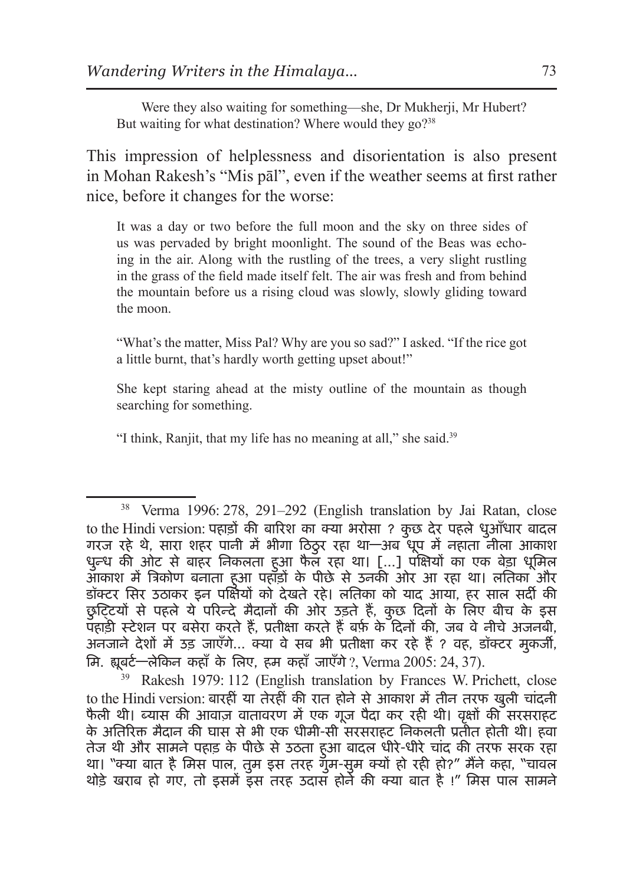> Were they also waiting for something—she, Dr Mukherji, Mr Hubert? But waiting for what destination? Where would they go?[38]

This impression of helplessness and disorientation is also present in Mohan Rakesh's "Mis pāl", even if the weather seems at first rather nice, before it changes for the worse:

> It was a day or two before the full moon and the sky on three sides of us was pervaded by bright moonlight. The sound of the Beas was echoing in the air. Along with the rustling of the trees, a very slight rustling in the grass of the field made itself felt. The air was fresh and from behind the mountain before us a rising cloud was slowly, slowly gliding toward the moon.
>
> "What's the matter, Miss Pal? Why are you so sad?" I asked. "If the rice got a little burnt, that's hardly worth getting upset about!"
>
> She kept staring ahead at the misty outline of the mountain as though searching for something.
>
> "I think, Ranjit, that my life has no meaning at all," she said.[39]

---

[38] Verma 1996: 278, 291–292 (English translation by Jai Ratan, close to the Hindi version: पहाड़ों की बारिश का क्या भरोसा ? कुछ देर पहले धुआँधार बादल गरज रहे थे, सारा शहर पानी में भीगा ठिठुर रहा था—अब धूप में नहाता नीला आकाश धुन्ध की ओट से बाहर निकलता हुआ फैल रहा था। […] पक्षियों का एक बेड़ा धूमिल आकाश में त्रिकोण बनाता हुआ पहाड़ों के पीछे से उनकी ओर आ रहा था। लतिका और डॉक्टर सिर उठाकर इन पक्षियों को देखते रहे। लतिका को याद आया, हर साल सर्दी की छुट्टियों से पहले ये परिन्दे मैदानों की ओर उड़ते हैं, कुछ दिनों के लिए बीच के इस पहाड़ी स्टेशन पर बसेरा करते हैं, प्रतीक्षा करते हैं बर्फ़ के दिनों की, जब वे नीचे अजनबी, अनजाने देशों में उड़ जाएँगे… क्या वे सब भी प्रतीक्षा कर रहे हैं ? वह, डॉक्टर मुकर्जी, मि. ह्यूबर्ट—लेकिन कहाँ के लिए, हम कहाँ जाएँगे ?, Verma 2005: 24, 37).

[39] Rakesh 1979: 112 (English translation by Frances W. Prichett, close to the Hindi version: बारहीं या तेरहीं की रात होने से आकाश में तीन तरफ खुली चांदनी फैली थी। ब्यास की आवाज़ वातावरण में एक गूज पैदा कर रही थी। वृक्षों की सरसराहट के अतिरिक्त मैदान की घास से भी एक धीमी-सी सरसराहट निकलती प्रतीत होती थी। हवा तेज थी और सामने पहाड़ के पीछे से उठता हुआ बादल धीरे-धीरे चांद की तरफ सरक रहा था। "क्या बात है मिस पाल, तुम इस तरह गुम-सुम क्यों हो रही हो?" मैंने कहा, "चावल थोड़े खराब हो गए, तो इसमें इस तरह उदास होने की क्या बात है !" मिस पाल सामने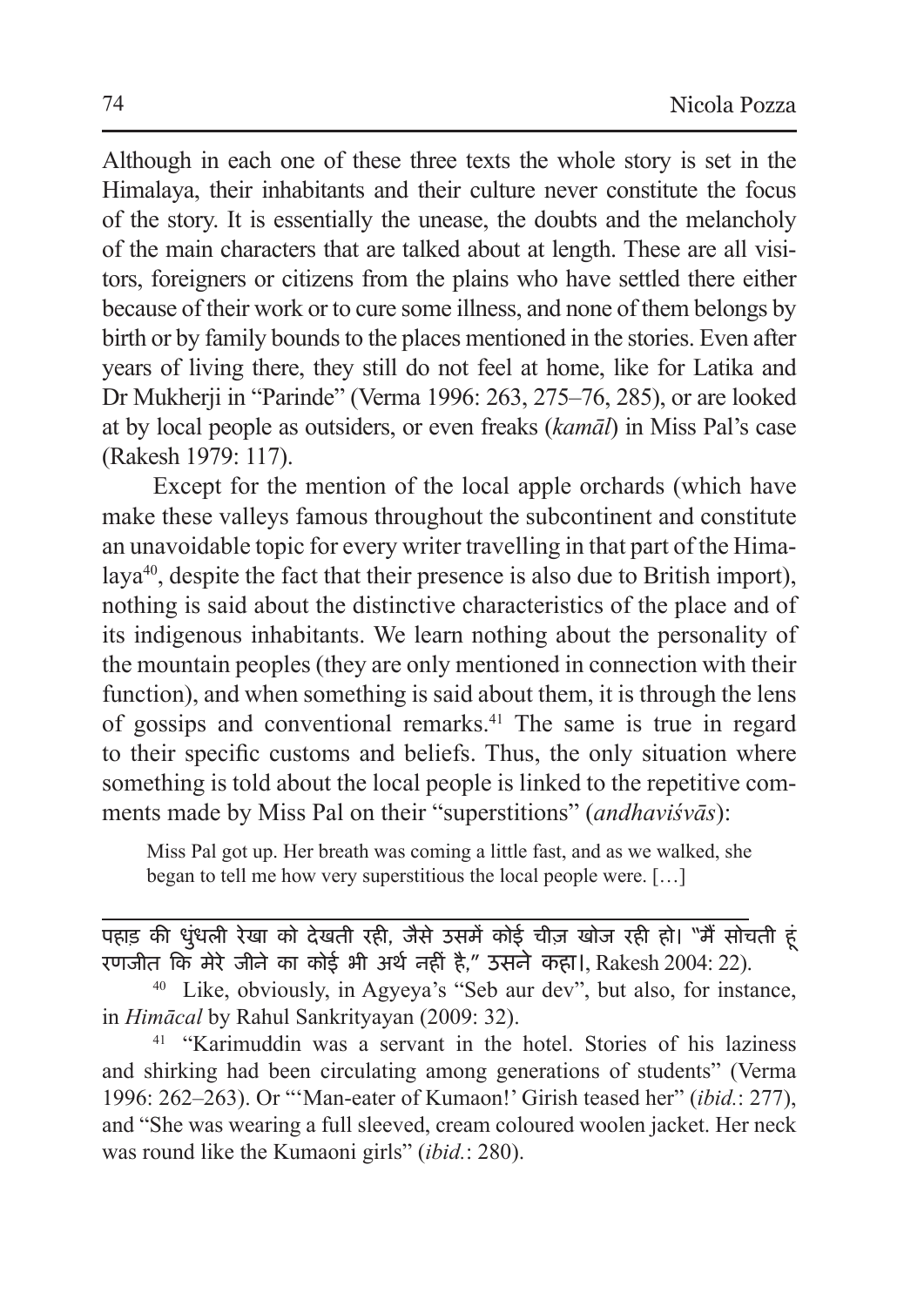Although in each one of these three texts the whole story is set in the Himalaya, their inhabitants and their culture never constitute the focus of the story. It is essentially the unease, the doubts and the melancholy of the main characters that are talked about at length. These are all visitors, foreigners or citizens from the plains who have settled there either because of their work or to cure some illness, and none of them belongs by birth or by family bounds to the places mentioned in the stories. Even after years of living there, they still do not feel at home, like for Latika and Dr Mukherji in "Parinde" (Verma 1996: 263, 275–76, 285), or are looked at by local people as outsiders, or even freaks (*kamāl*) in Miss Pal's case (Rakesh 1979: 117).

Except for the mention of the local apple orchards (which have make these valleys famous throughout the subcontinent and constitute an unavoidable topic for every writer travelling in that part of the Himalaya[40], despite the fact that their presence is also due to British import), nothing is said about the distinctive characteristics of the place and of its indigenous inhabitants. We learn nothing about the personality of the mountain peoples (they are only mentioned in connection with their function), and when something is said about them, it is through the lens of gossips and conventional remarks.[41] The same is true in regard to their specific customs and beliefs. Thus, the only situation where something is told about the local people is linked to the repetitive comments made by Miss Pal on their "superstitions" (*andhaviśvās*):

> Miss Pal got up. Her breath was coming a little fast, and as we walked, she began to tell me how very superstitious the local people were. […]

---

पहाड़ की धुंधली रेखा को देखती रही, जैसे उसमें कोई चीज़ खोज रही हो। "मैं सोचती हूं रणजीत कि मेरे जीने का कोई भी अर्थ नहीं है," उसने कहा।, Rakesh 2004: 22).

[40] Like, obviously, in Agyeya's "Seb aur dev", but also, for instance, in *Himācal* by Rahul Sankrityayan (2009: 32).

[41] "Karimuddin was a servant in the hotel. Stories of his laziness and shirking had been circulating among generations of students" (Verma 1996: 262–263). Or "'Man-eater of Kumaon!' Girish teased her" (*ibid.*: 277), and "She was wearing a full sleeved, cream coloured woolen jacket. Her neck was round like the Kumaoni girls" (*ibid.*: 280).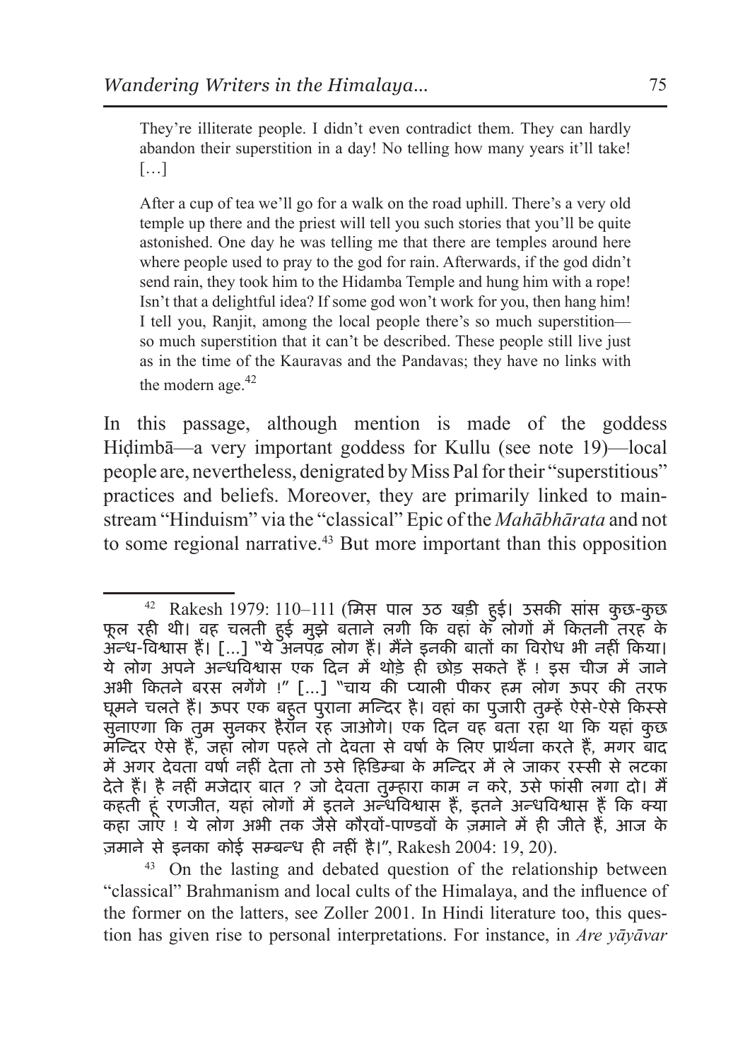> They're illiterate people. I didn't even contradict them. They can hardly abandon their superstition in a day! No telling how many years it'll take! […]
>
> After a cup of tea we'll go for a walk on the road uphill. There's a very old temple up there and the priest will tell you such stories that you'll be quite astonished. One day he was telling me that there are temples around here where people used to pray to the god for rain. Afterwards, if the god didn't send rain, they took him to the Hidamba Temple and hung him with a rope! Isn't that a delightful idea? If some god won't work for you, then hang him! I tell you, Ranjit, among the local people there's so much superstition—so much superstition that it can't be described. These people still live just as in the time of the Kauravas and the Pandavas; they have no links with the modern age.[42]

In this passage, although mention is made of the goddess Hiḍimbā—a very important goddess for Kullu (see note 19)—local people are, nevertheless, denigrated by Miss Pal for their "superstitious" practices and beliefs. Moreover, they are primarily linked to mainstream "Hinduism" via the "classical" Epic of the *Mahābhārata* and not to some regional narrative.[43] But more important than this opposition

---

[42] Rakesh 1979: 110–111 (मिस पाल उठ खड़ी हुई। उसकी सांस कुछ-कुछ फूल रही थी। वह चलती हुई मुझे बताने लगी कि वहां के लोगों में कितनी तरह के अन्ध-विश्वास हैं। […] "ये अनपढ़ लोग हैं। मैंने इनकी बातों का विरोध भी नहीं किया। ये लोग अपने अन्धविश्वास एक दिन में थोड़े ही छोड़ सकते हैं ! इस चीज में जाने अभी कितने बरस लगेंगे !" […] "चाय की प्याली पीकर हम लोग ऊपर की तरफ घूमने चलते हैं। ऊपर एक बहुत पुराना मन्दिर है। वहां का पुजारी तुम्हें ऐसे-ऐसे किस्से सुनाएगा कि तुम सुनकर हैरान रह जाओगे। एक दिन वह बता रहा था कि यहां कुछ मन्दिर ऐसे हैं, जहां लोग पहले तो देवता से वर्षा के लिए प्रार्थना करते हैं, मगर बाद में अगर देवता वर्षा नहीं देता तो उसे हिडिम्बा के मन्दिर में ले जाकर रस्सी से लटका देते हैं। है नहीं मजेदार बात ? जो देवता तुम्हारा काम न करे, उसे फांसी लगा दो। मैं कहती हूं रणजीत, यहां लोगों में इतने अन्धविश्वास हैं, इतने अन्धविश्वास हैं कि क्या कहा जाए ! ये लोग अभी तक जैसे कौरवों-पाण्डवों के ज़माने में ही जीते हैं, आज के ज़माने से इनका कोई सम्बन्ध ही नहीं है।", Rakesh 2004: 19, 20).

[43] On the lasting and debated question of the relationship between "classical" Brahmanism and local cults of the Himalaya, and the influence of the former on the latters, see Zoller 2001. In Hindi literature too, this question has given rise to personal interpretations. For instance, in *Are yāyāvar*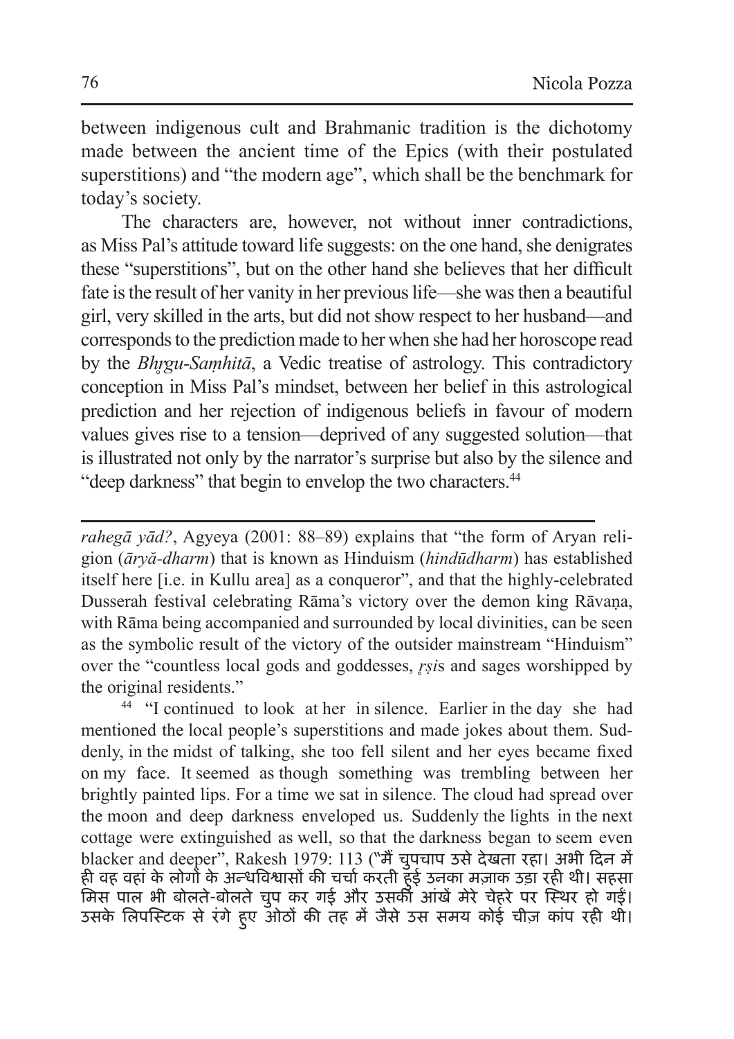between indigenous cult and Brahmanic tradition is the dichotomy made between the ancient time of the Epics (with their postulated superstitions) and "the modern age", which shall be the benchmark for today's society.

The characters are, however, not without inner contradictions, as Miss Pal's attitude toward life suggests: on the one hand, she denigrates these "superstitions", but on the other hand she believes that her difficult fate is the result of her vanity in her previous life—she was then a beautiful girl, very skilled in the arts, but did not show respect to her husband—and corresponds to the prediction made to her when she had her horoscope read by the *Bhṛgu-Saṃhitā*, a Vedic treatise of astrology. This contradictory conception in Miss Pal's mindset, between her belief in this astrological prediction and her rejection of indigenous beliefs in favour of modern values gives rise to a tension—deprived of any suggested solution—that is illustrated not only by the narrator's surprise but also by the silence and "deep darkness" that begin to envelop the two characters.[44]

---

*rahegā yād?*, Agyeya (2001: 88–89) explains that "the form of Aryan religion (*āryă-dharm*) that is known as Hinduism (*hindūdharm*) has established itself here [i.e. in Kullu area] as a conqueror", and that the highly-celebrated Dusserah festival celebrating Rāma's victory over the demon king Rāvaṇa, with Rāma being accompanied and surrounded by local divinities, can be seen as the symbolic result of the victory of the outsider mainstream "Hinduism" over the "countless local gods and goddesses, *ṛṣi*s and sages worshipped by the original residents."

[44] "I continued to look at her in silence. Earlier in the day she had mentioned the local people's superstitions and made jokes about them. Suddenly, in the midst of talking, she too fell silent and her eyes became fixed on my face. It seemed as though something was trembling between her brightly painted lips. For a time we sat in silence. The cloud had spread over the moon and deep darkness enveloped us. Suddenly the lights in the next cottage were extinguished as well, so that the darkness began to seem even blacker and deeper", Rakesh 1979: 113 ("मैं चुपचाप उसे देखता रहा। अभी दिन में ही वह वहां के लोगों के अन्धविश्वासों की चर्चा करती हुई उनका मज़ाक उड़ा रही थी। सहसा मिस पाल भी बोलते-बोलते चुप कर गई और उसकी आंखें मेरे चेहरे पर स्थिर हो गईं। उसके लिपस्टिक से रंगे हुए ओठों की तह में जैसे उस समय कोई चीज़ कांप रही थी।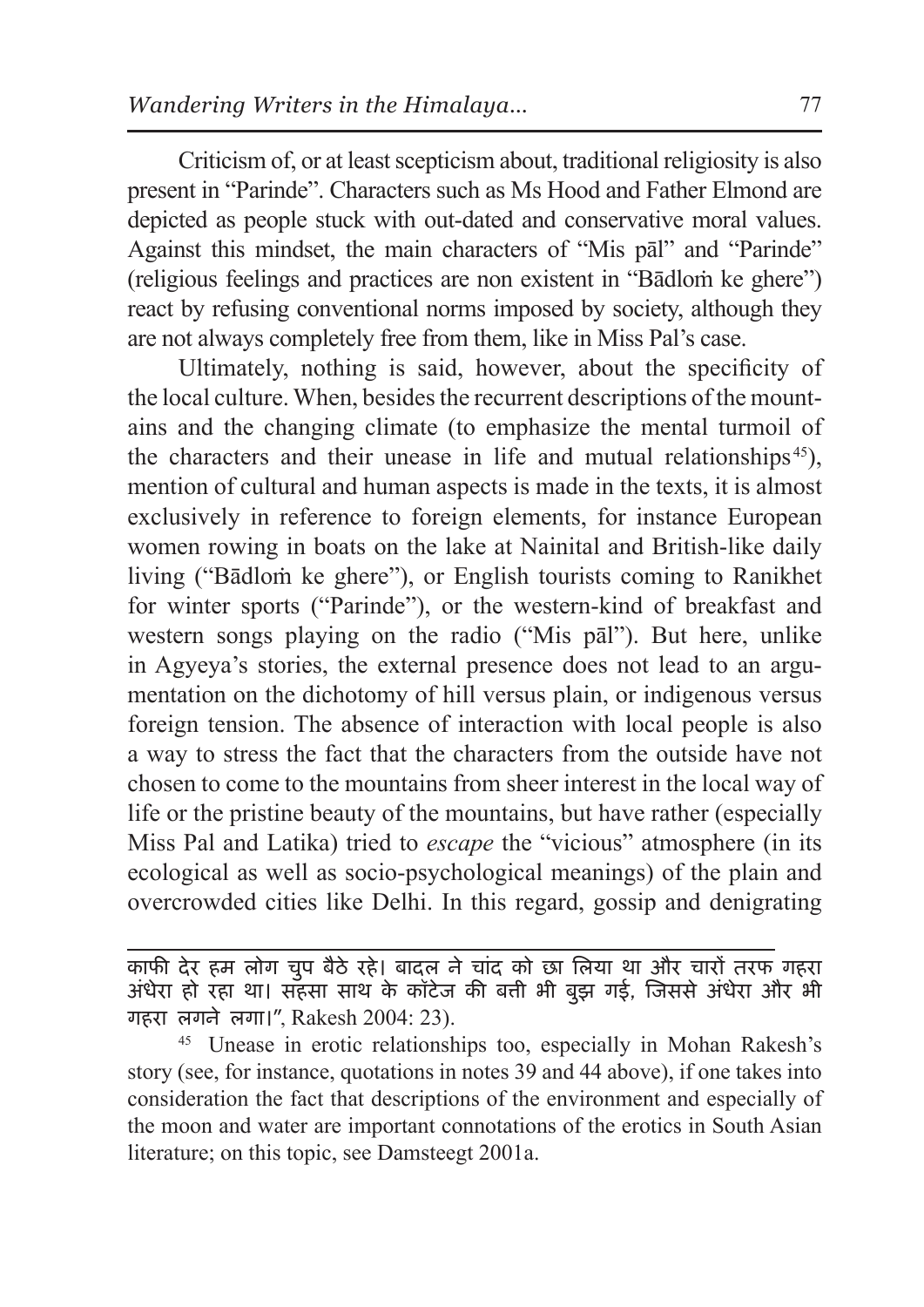Criticism of, or at least scepticism about, traditional religiosity is also present in "Parinde". Characters such as Ms Hood and Father Elmond are depicted as people stuck with out-dated and conservative moral values. Against this mindset, the main characters of "Mis pāl" and "Parinde" (religious feelings and practices are non existent in "Bādloṁ ke ghere") react by refusing conventional norms imposed by society, although they are not always completely free from them, like in Miss Pal's case.

Ultimately, nothing is said, however, about the specificity of the local culture. When, besides the recurrent descriptions of the mountains and the changing climate (to emphasize the mental turmoil of the characters and their unease in life and mutual relationships[45]), mention of cultural and human aspects is made in the texts, it is almost exclusively in reference to foreign elements, for instance European women rowing in boats on the lake at Nainital and British-like daily living ("Bādloṁ ke ghere"), or English tourists coming to Ranikhet for winter sports ("Parinde"), or the western-kind of breakfast and western songs playing on the radio ("Mis pāl"). But here, unlike in Agyeya's stories, the external presence does not lead to an argumentation on the dichotomy of hill versus plain, or indigenous versus foreign tension. The absence of interaction with local people is also a way to stress the fact that the characters from the outside have not chosen to come to the mountains from sheer interest in the local way of life or the pristine beauty of the mountains, but have rather (especially Miss Pal and Latika) tried to *escape* the "vicious" atmosphere (in its ecological as well as socio-psychological meanings) of the plain and overcrowded cities like Delhi. In this regard, gossip and denigrating

---

काफी देर हम लोग चुप बैठे रहे। बादल ने चांद को छा लिया था और चारों तरफ गहरा अंधेरा हो रहा था। सहसा साथ के कॉटेज की बत्ती भी बुझ गई, जिससे अंधेरा और भी गहरा लगने लगा।", Rakesh 2004: 23).

[45] Unease in erotic relationships too, especially in Mohan Rakesh's story (see, for instance, quotations in notes 39 and 44 above), if one takes into consideration the fact that descriptions of the environment and especially of the moon and water are important connotations of the erotics in South Asian literature; on this topic, see Damsteegt 2001a.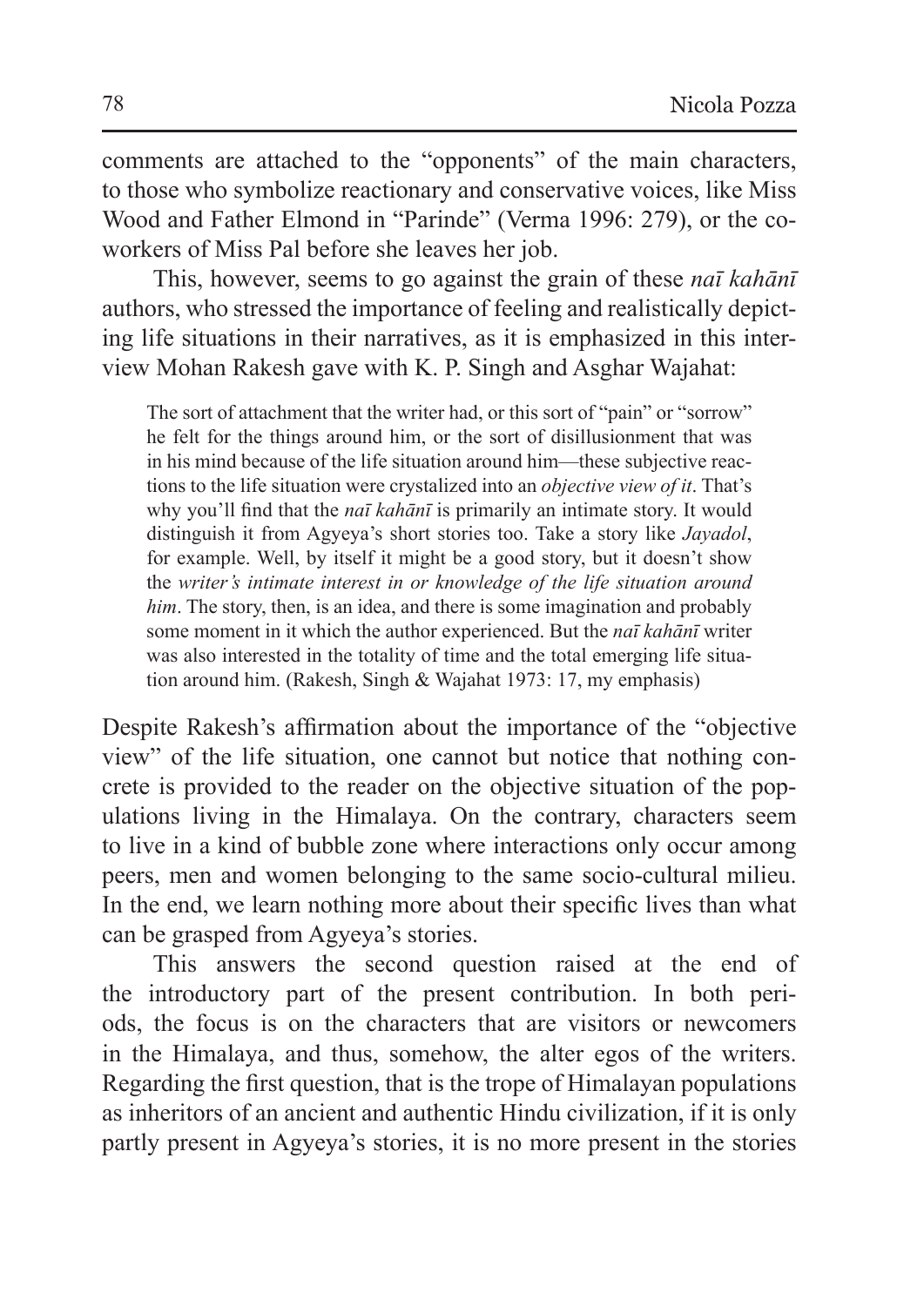comments are attached to the "opponents" of the main characters, to those who symbolize reactionary and conservative voices, like Miss Wood and Father Elmond in "Parinde" (Verma 1996: 279), or the co-workers of Miss Pal before she leaves her job.

This, however, seems to go against the grain of these *naī kahānī* authors, who stressed the importance of feeling and realistically depicting life situations in their narratives, as it is emphasized in this interview Mohan Rakesh gave with K. P. Singh and Asghar Wajahat:

> The sort of attachment that the writer had, or this sort of "pain" or "sorrow" he felt for the things around him, or the sort of disillusionment that was in his mind because of the life situation around him—these subjective reactions to the life situation were crystalized into an *objective view of it*. That's why you'll find that the *naī kahānī* is primarily an intimate story. It would distinguish it from Agyeya's short stories too. Take a story like *Jayadol*, for example. Well, by itself it might be a good story, but it doesn't show the *writer's intimate interest in or knowledge of the life situation around him*. The story, then, is an idea, and there is some imagination and probably some moment in it which the author experienced. But the *naī kahānī* writer was also interested in the totality of time and the total emerging life situation around him. (Rakesh, Singh & Wajahat 1973: 17, my emphasis)

Despite Rakesh's affirmation about the importance of the "objective view" of the life situation, one cannot but notice that nothing concrete is provided to the reader on the objective situation of the populations living in the Himalaya. On the contrary, characters seem to live in a kind of bubble zone where interactions only occur among peers, men and women belonging to the same socio-cultural milieu. In the end, we learn nothing more about their specific lives than what can be grasped from Agyeya's stories.

This answers the second question raised at the end of the introductory part of the present contribution. In both periods, the focus is on the characters that are visitors or newcomers in the Himalaya, and thus, somehow, the alter egos of the writers. Regarding the first question, that is the trope of Himalayan populations as inheritors of an ancient and authentic Hindu civilization, if it is only partly present in Agyeya's stories, it is no more present in the stories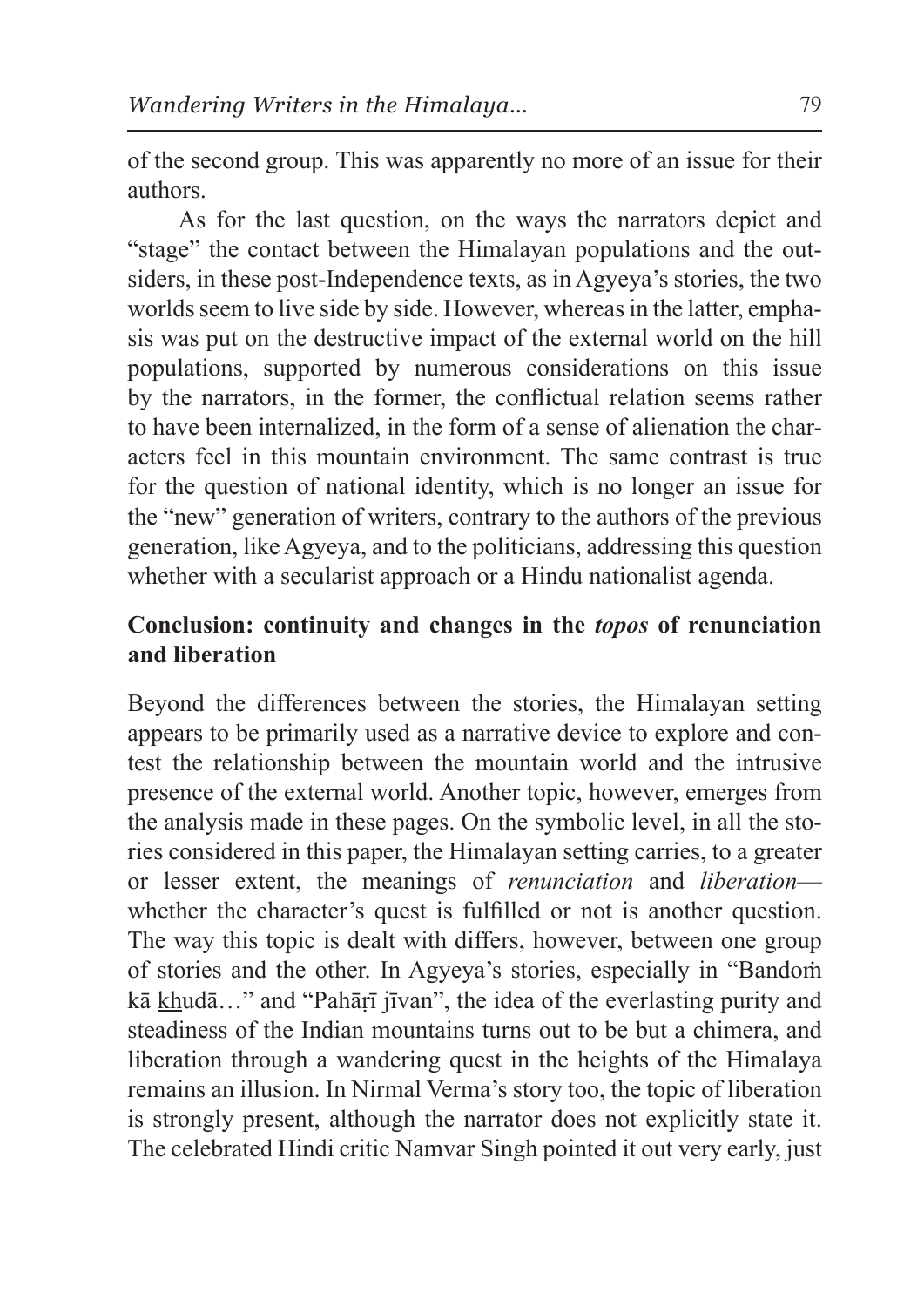of the second group. This was apparently no more of an issue for their authors.

As for the last question, on the ways the narrators depict and "stage" the contact between the Himalayan populations and the outsiders, in these post-Independence texts, as in Agyeya's stories, the two worlds seem to live side by side. However, whereas in the latter, emphasis was put on the destructive impact of the external world on the hill populations, supported by numerous considerations on this issue by the narrators, in the former, the conflictual relation seems rather to have been internalized, in the form of a sense of alienation the characters feel in this mountain environment. The same contrast is true for the question of national identity, which is no longer an issue for the "new" generation of writers, contrary to the authors of the previous generation, like Agyeya, and to the politicians, addressing this question whether with a secularist approach or a Hindu nationalist agenda.

## Conclusion: continuity and changes in the *topos* of renunciation and liberation

Beyond the differences between the stories, the Himalayan setting appears to be primarily used as a narrative device to explore and contest the relationship between the mountain world and the intrusive presence of the external world. Another topic, however, emerges from the analysis made in these pages. On the symbolic level, in all the stories considered in this paper, the Himalayan setting carries, to a greater or lesser extent, the meanings of *renunciation* and *liberation*—whether the character's quest is fulfilled or not is another question. The way this topic is dealt with differs, however, between one group of stories and the other. In Agyeya's stories, especially in "Bandoṁ kā khudā…" and "Pahāṛī jīvan", the idea of the everlasting purity and steadiness of the Indian mountains turns out to be but a chimera, and liberation through a wandering quest in the heights of the Himalaya remains an illusion. In Nirmal Verma's story too, the topic of liberation is strongly present, although the narrator does not explicitly state it. The celebrated Hindi critic Namvar Singh pointed it out very early, just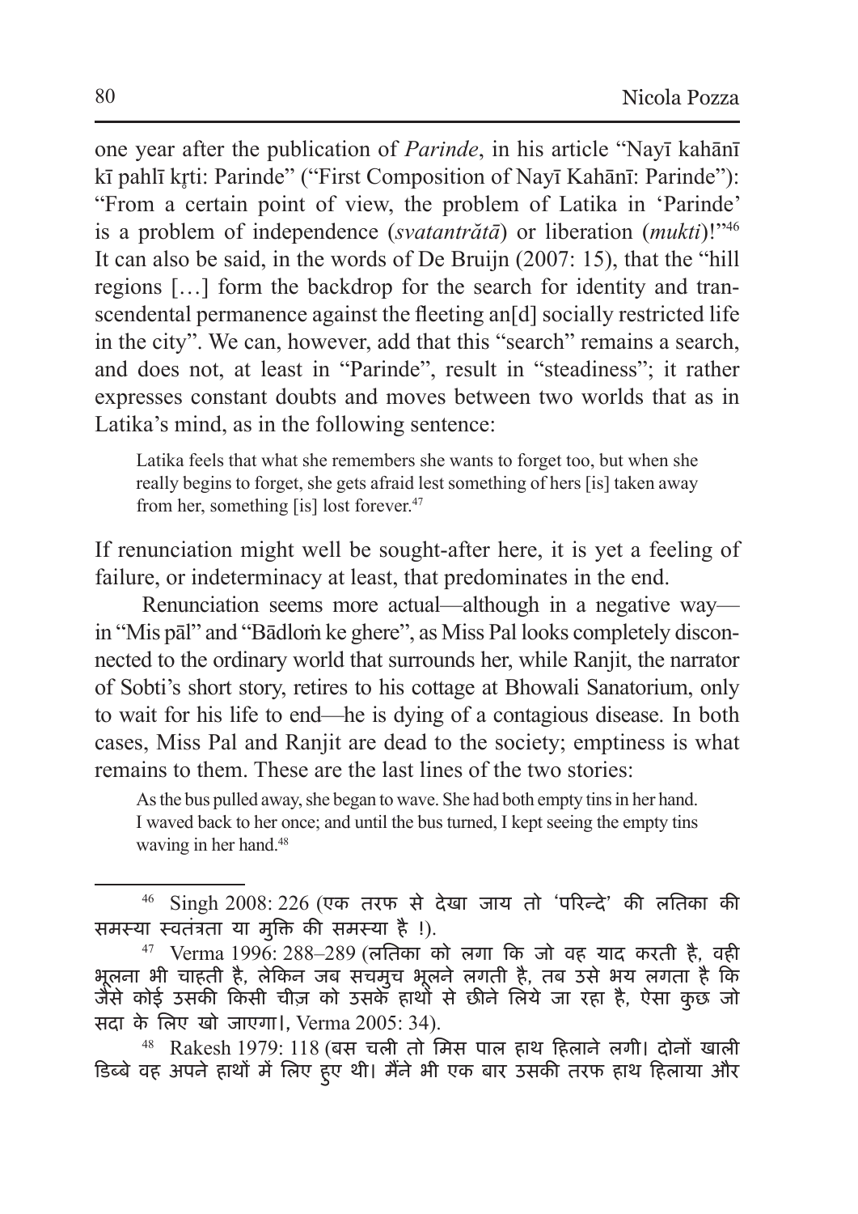one year after the publication of *Parinde*, in his article "Nayī kahānī kī pahlī kr̥ti: Parinde" ("First Composition of Nayī Kahānī: Parinde"): "From a certain point of view, the problem of Latika in 'Parinde' is a problem of independence (*svatantrătā*) or liberation (*mukti*)!"[46] It can also be said, in the words of De Bruijn (2007: 15), that the "hill regions […] form the backdrop for the search for identity and transcendental permanence against the fleeting an[d] socially restricted life in the city". We can, however, add that this "search" remains a search, and does not, at least in "Parinde", result in "steadiness"; it rather expresses constant doubts and moves between two worlds that as in Latika's mind, as in the following sentence:

> Latika feels that what she remembers she wants to forget too, but when she really begins to forget, she gets afraid lest something of hers [is] taken away from her, something [is] lost forever.[47]

If renunciation might well be sought-after here, it is yet a feeling of failure, or indeterminacy at least, that predominates in the end.

Renunciation seems more actual—although in a negative way—in "Mis pāl" and "Bādloṁ ke ghere", as Miss Pal looks completely disconnected to the ordinary world that surrounds her, while Ranjit, the narrator of Sobti's short story, retires to his cottage at Bhowali Sanatorium, only to wait for his life to end—he is dying of a contagious disease. In both cases, Miss Pal and Ranjit are dead to the society; emptiness is what remains to them. These are the last lines of the two stories:

> As the bus pulled away, she began to wave. She had both empty tins in her hand. I waved back to her once; and until the bus turned, I kept seeing the empty tins waving in her hand.[48]

---

[46] Singh 2008: 226 (एक तरफ से देखा जाय तो 'परिन्दे' की लतिका की समस्या स्वतंत्रता या मुक्ति की समस्या है !).

[47] Verma 1996: 288–289 (लतिका को लगा कि जो वह याद करती है, वही भूलना भी चाहती है, लेकिन जब सचमुच भूलने लगती है, तब उसे भय लगता है कि जैसे कोई उसकी किसी चीज़ को उसके हाथों से छीने लिये जा रहा है, ऐसा कुछ जो सदा के लिए खो जाएगा।, Verma 2005: 34).

[48] Rakesh 1979: 118 (बस चली तो मिस पाल हाथ हिलाने लगी। दोनों खाली डिब्बे वह अपने हाथों में लिए हुए थी। मैंने भी एक बार उसकी तरफ हाथ हिलाया और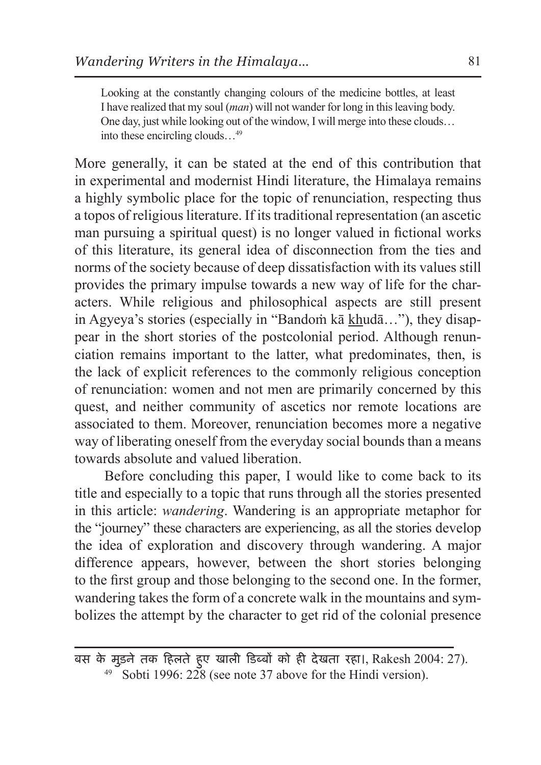> Looking at the constantly changing colours of the medicine bottles, at least I have realized that my soul (*man*) will not wander for long in this leaving body. One day, just while looking out of the window, I will merge into these clouds… into these encircling clouds…[49]

More generally, it can be stated at the end of this contribution that in experimental and modernist Hindi literature, the Himalaya remains a highly symbolic place for the topic of renunciation, respecting thus a topos of religious literature. If its traditional representation (an ascetic man pursuing a spiritual quest) is no longer valued in fictional works of this literature, its general idea of disconnection from the ties and norms of the society because of deep dissatisfaction with its values still provides the primary impulse towards a new way of life for the characters. While religious and philosophical aspects are still present in Agyeya's stories (especially in "Bandoṁ kā khudā…"), they disappear in the short stories of the postcolonial period. Although renunciation remains important to the latter, what predominates, then, is the lack of explicit references to the commonly religious conception of renunciation: women and not men are primarily concerned by this quest, and neither community of ascetics nor remote locations are associated to them. Moreover, renunciation becomes more a negative way of liberating oneself from the everyday social bounds than a means towards absolute and valued liberation.

Before concluding this paper, I would like to come back to its title and especially to a topic that runs through all the stories presented in this article: *wandering*. Wandering is an appropriate metaphor for the "journey" these characters are experiencing, as all the stories develop the idea of exploration and discovery through wandering. A major difference appears, however, between the short stories belonging to the first group and those belonging to the second one. In the former, wandering takes the form of a concrete walk in the mountains and symbolizes the attempt by the character to get rid of the colonial presence

---

बस के मुड़ने तक हिलते हुए खाली डिब्बों को ही देखता रहा।, Rakesh 2004: 27).

[49] Sobti 1996: 228 (see note 37 above for the Hindi version).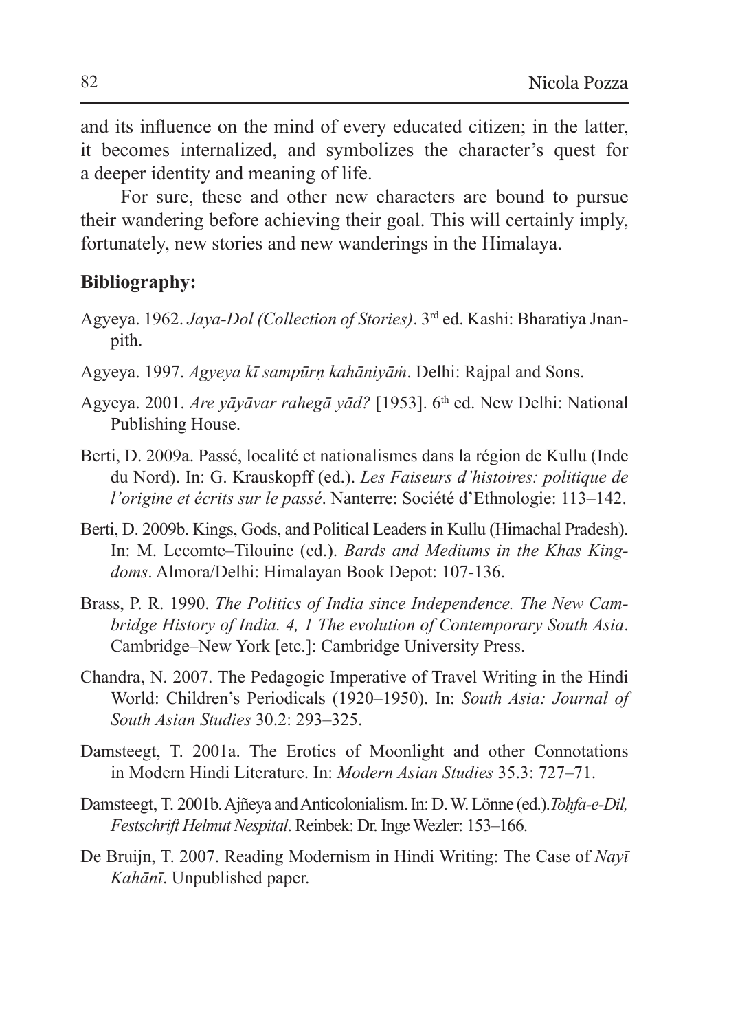and its influence on the mind of every educated citizen; in the latter, it becomes internalized, and symbolizes the character's quest for a deeper identity and meaning of life.

For sure, these and other new characters are bound to pursue their wandering before achieving their goal. This will certainly imply, fortunately, new stories and new wanderings in the Himalaya.

## Bibliography:

Agyeya. 1962. *Jaya-Dol (Collection of Stories)*. 3rd ed. Kashi: Bharatiya Jnanpith.

Agyeya. 1997. *Agyeya kī sampūrṇ kahāniyāṁ*. Delhi: Rajpal and Sons.

Agyeya. 2001. *Are yāyāvar rahegā yād?* [1953]. 6th ed. New Delhi: National Publishing House.

Berti, D. 2009a. Passé, localité et nationalismes dans la région de Kullu (Inde du Nord). In: G. Krauskopff (ed.). *Les Faiseurs d'histoires: politique de l'origine et écrits sur le passé*. Nanterre: Société d'Ethnologie: 113–142.

Berti, D. 2009b. Kings, Gods, and Political Leaders in Kullu (Himachal Pradesh). In: M. Lecomte–Tilouine (ed.). *Bards and Mediums in the Khas Kingdoms*. Almora/Delhi: Himalayan Book Depot: 107-136.

Brass, P. R. 1990. *The Politics of India since Independence. The New Cambridge History of India. 4, 1 The evolution of Contemporary South Asia*. Cambridge–New York [etc.]: Cambridge University Press.

Chandra, N. 2007. The Pedagogic Imperative of Travel Writing in the Hindi World: Children's Periodicals (1920–1950). In: *South Asia: Journal of South Asian Studies* 30.2: 293–325.

Damsteegt, T. 2001a. The Erotics of Moonlight and other Connotations in Modern Hindi Literature. In: *Modern Asian Studies* 35.3: 727–71.

Damsteegt, T. 2001b. Ajñeya and Anticolonialism. In: D. W. Lönne (ed.). *Toḥfa-e-Dil, Festschrift Helmut Nespital*. Reinbek: Dr. Inge Wezler: 153–166.

De Bruijn, T. 2007. Reading Modernism in Hindi Writing: The Case of *Nayī Kahānī*. Unpublished paper.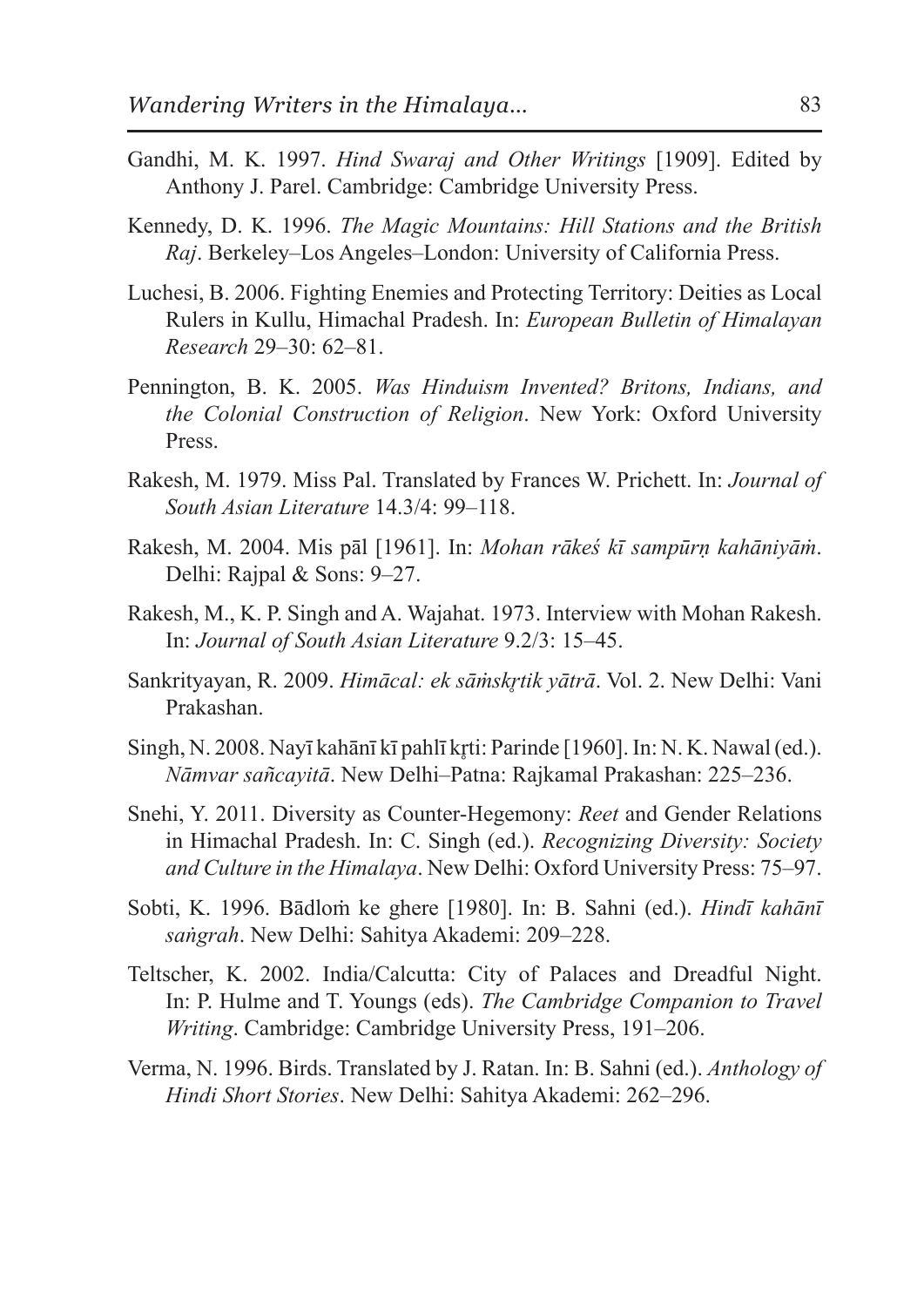Gandhi, M. K. 1997. *Hind Swaraj and Other Writings* [1909]. Edited by Anthony J. Parel. Cambridge: Cambridge University Press.

Kennedy, D. K. 1996. *The Magic Mountains: Hill Stations and the British Raj*. Berkeley–Los Angeles–London: University of California Press.

Luchesi, B. 2006. Fighting Enemies and Protecting Territory: Deities as Local Rulers in Kullu, Himachal Pradesh. In: *European Bulletin of Himalayan Research* 29–30: 62–81.

Pennington, B. K. 2005. *Was Hinduism Invented? Britons, Indians, and the Colonial Construction of Religion*. New York: Oxford University Press.

Rakesh, M. 1979. Miss Pal. Translated by Frances W. Prichett. In: *Journal of South Asian Literature* 14.3/4: 99–118.

Rakesh, M. 2004. Mis pāl [1961]. In: *Mohan rākeś kī sampūrṇ kahāniyāṁ*. Delhi: Rajpal & Sons: 9–27.

Rakesh, M., K. P. Singh and A. Wajahat. 1973. Interview with Mohan Rakesh. In: *Journal of South Asian Literature* 9.2/3: 15–45.

Sankrityayan, R. 2009. *Himācal: ek sāṁskṛtik yātrā*. Vol. 2. New Delhi: Vani Prakashan.

Singh, N. 2008. Nayī kahānī kī pahlī kṛti: Parinde [1960]. In: N. K. Nawal (ed.). *Nāmvar sañcayitā*. New Delhi–Patna: Rajkamal Prakashan: 225–236.

Snehi, Y. 2011. Diversity as Counter-Hegemony: *Reet* and Gender Relations in Himachal Pradesh. In: C. Singh (ed.). *Recognizing Diversity: Society and Culture in the Himalaya*. New Delhi: Oxford University Press: 75–97.

Sobti, K. 1996. Bādloṁ ke ghere [1980]. In: B. Sahni (ed.). *Hindī kahānī saṅgrah*. New Delhi: Sahitya Akademi: 209–228.

Teltscher, K. 2002. India/Calcutta: City of Palaces and Dreadful Night. In: P. Hulme and T. Youngs (eds). *The Cambridge Companion to Travel Writing*. Cambridge: Cambridge University Press, 191–206.

Verma, N. 1996. Birds. Translated by J. Ratan. In: B. Sahni (ed.). *Anthology of Hindi Short Stories*. New Delhi: Sahitya Akademi: 262–296.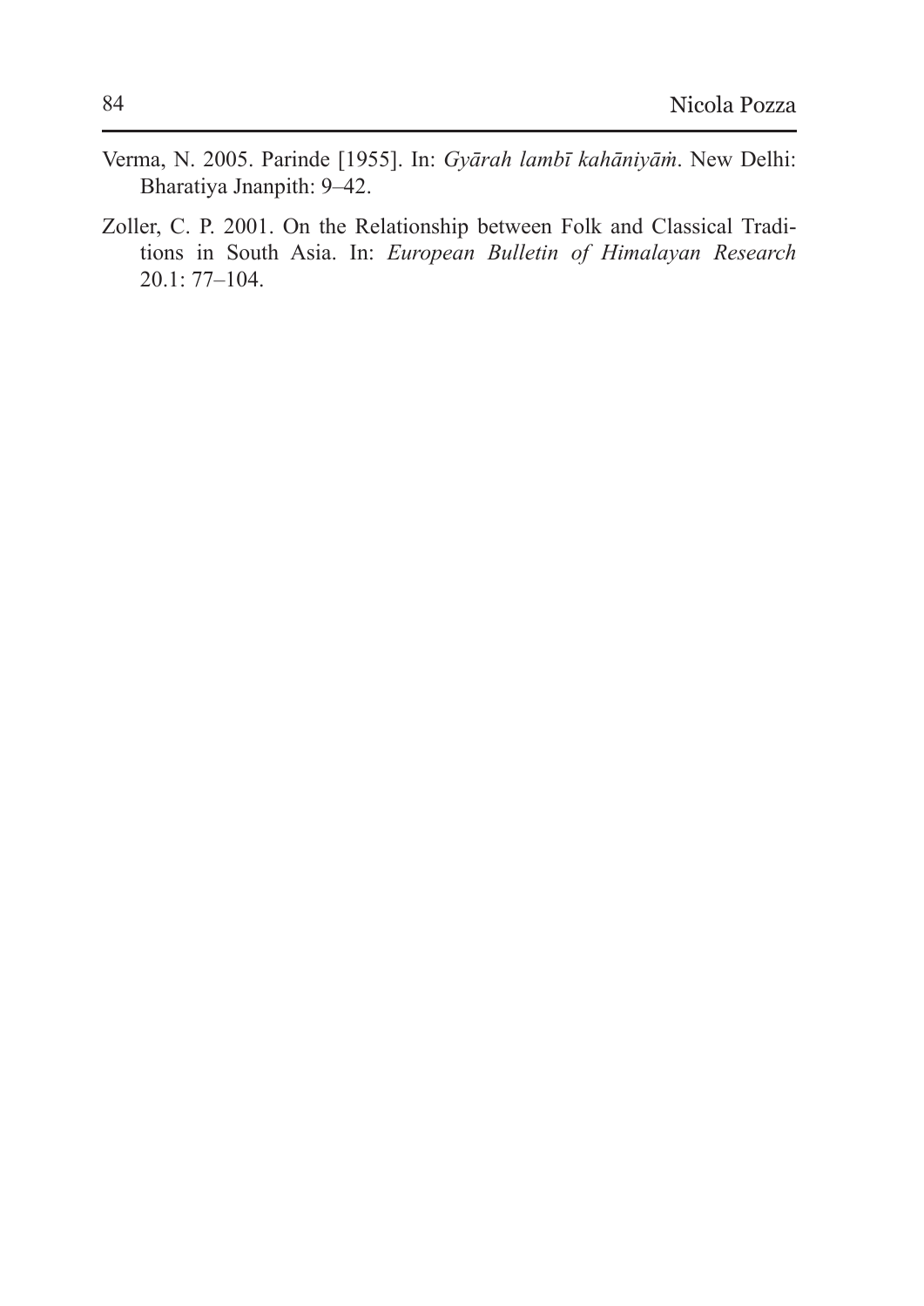Verma, N. 2005. Parinde [1955]. In: *Gyārah lambī kahāniyāṁ*. New Delhi: Bharatiya Jnanpith: 9–42.

Zoller, C. P. 2001. On the Relationship between Folk and Classical Traditions in South Asia. In: *European Bulletin of Himalayan Research* 20.1: 77–104.